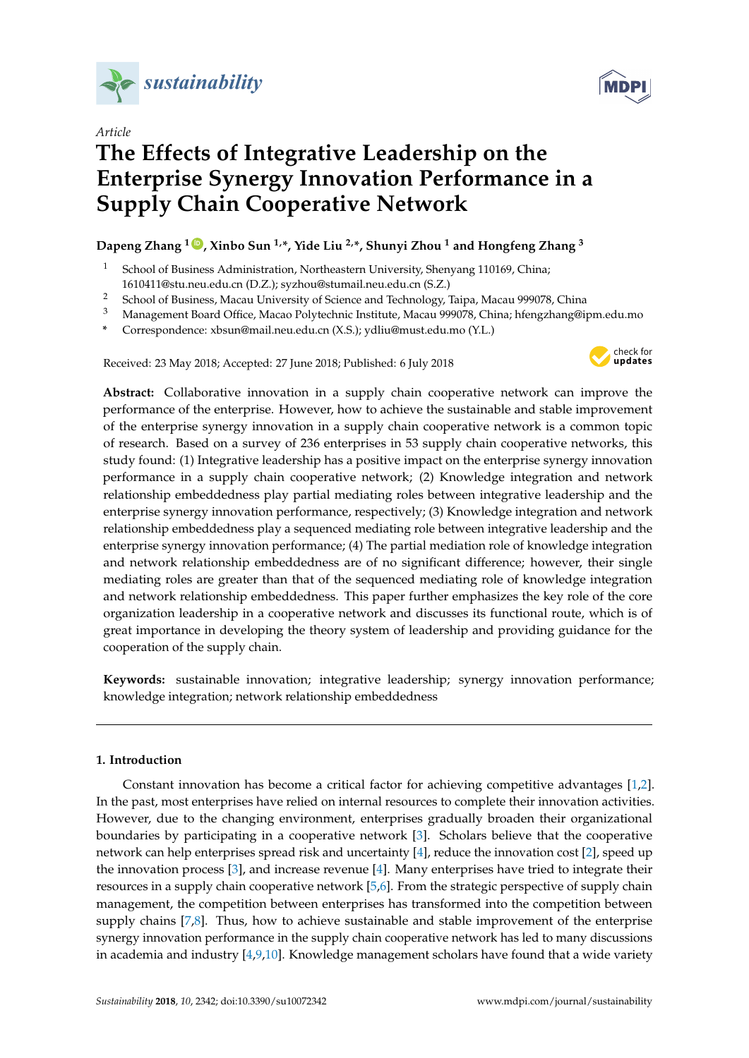*Article*

# The Effects of Integrative Leadership on the Enterprise Synergy Innovation Performance in a Supply Chain Cooperative Network

**Dapeng Zhang [1], Xinbo Sun [1,*], Yide Liu [2,*], Shunyi Zhou [1] and Hongfeng Zhang [3]**

[1] School of Business Administration, Northeastern University, Shenyang 110169, China; 1610411@stu.neu.edu.cn (D.Z.); syzhou@stumail.neu.edu.cn (S.Z.)

[2] School of Business, Macau University of Science and Technology, Taipa, Macau 999078, China

[3] Management Board Office, Macao Polytechnic Institute, Macau 999078, China; hfengzhang@ipm.edu.mo

\* Correspondence: xbsun@mail.neu.edu.cn (X.S.); ydliu@must.edu.mo (Y.L.)

Received: 23 May 2018; Accepted: 27 June 2018; Published: 6 July 2018

**Abstract:** Collaborative innovation in a supply chain cooperative network can improve the performance of the enterprise. However, how to achieve the sustainable and stable improvement of the enterprise synergy innovation in a supply chain cooperative network is a common topic of research. Based on a survey of 236 enterprises in 53 supply chain cooperative networks, this study found: (1) Integrative leadership has a positive impact on the enterprise synergy innovation performance in a supply chain cooperative network; (2) Knowledge integration and network relationship embeddedness play partial mediating roles between integrative leadership and the enterprise synergy innovation performance, respectively; (3) Knowledge integration and network relationship embeddedness play a sequenced mediating role between integrative leadership and the enterprise synergy innovation performance; (4) The partial mediation role of knowledge integration and network relationship embeddedness are of no significant difference; however, their single mediating roles are greater than that of the sequenced mediating role of knowledge integration and network relationship embeddedness. This paper further emphasizes the key role of the core organization leadership in a cooperative network and discusses its functional route, which is of great importance in developing the theory system of leadership and providing guidance for the cooperation of the supply chain.

**Keywords:** sustainable innovation; integrative leadership; synergy innovation performance; knowledge integration; network relationship embeddedness

## 1. Introduction

Constant innovation has become a critical factor for achieving competitive advantages [1,2]. In the past, most enterprises have relied on internal resources to complete their innovation activities. However, due to the changing environment, enterprises gradually broaden their organizational boundaries by participating in a cooperative network [3]. Scholars believe that the cooperative network can help enterprises spread risk and uncertainty [4], reduce the innovation cost [2], speed up the innovation process [3], and increase revenue [4]. Many enterprises have tried to integrate their resources in a supply chain cooperative network [5,6]. From the strategic perspective of supply chain management, the competition between enterprises has transformed into the competition between supply chains [7,8]. Thus, how to achieve sustainable and stable improvement of the enterprise synergy innovation performance in the supply chain cooperative network has led to many discussions in academia and industry [4,9,10]. Knowledge management scholars have found that a wide variety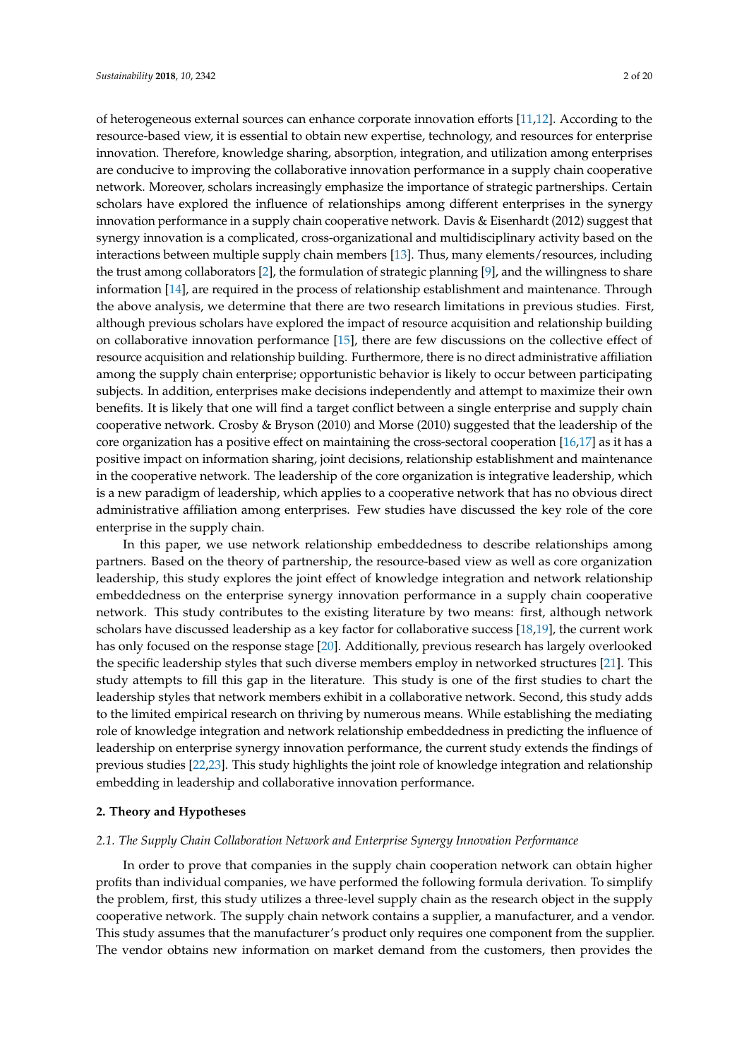of heterogeneous external sources can enhance corporate innovation efforts [11,12]. According to the resource-based view, it is essential to obtain new expertise, technology, and resources for enterprise innovation. Therefore, knowledge sharing, absorption, integration, and utilization among enterprises are conducive to improving the collaborative innovation performance in a supply chain cooperative network. Moreover, scholars increasingly emphasize the importance of strategic partnerships. Certain scholars have explored the influence of relationships among different enterprises in the synergy innovation performance in a supply chain cooperative network. Davis & Eisenhardt (2012) suggest that synergy innovation is a complicated, cross-organizational and multidisciplinary activity based on the interactions between multiple supply chain members [13]. Thus, many elements/resources, including the trust among collaborators [2], the formulation of strategic planning [9], and the willingness to share information [14], are required in the process of relationship establishment and maintenance. Through the above analysis, we determine that there are two research limitations in previous studies. First, although previous scholars have explored the impact of resource acquisition and relationship building on collaborative innovation performance [15], there are few discussions on the collective effect of resource acquisition and relationship building. Furthermore, there is no direct administrative affiliation among the supply chain enterprise; opportunistic behavior is likely to occur between participating subjects. In addition, enterprises make decisions independently and attempt to maximize their own benefits. It is likely that one will find a target conflict between a single enterprise and supply chain cooperative network. Crosby & Bryson (2010) and Morse (2010) suggested that the leadership of the core organization has a positive effect on maintaining the cross-sectoral cooperation [16,17] as it has a positive impact on information sharing, joint decisions, relationship establishment and maintenance in the cooperative network. The leadership of the core organization is integrative leadership, which is a new paradigm of leadership, which applies to a cooperative network that has no obvious direct administrative affiliation among enterprises. Few studies have discussed the key role of the core enterprise in the supply chain.

In this paper, we use network relationship embeddedness to describe relationships among partners. Based on the theory of partnership, the resource-based view as well as core organization leadership, this study explores the joint effect of knowledge integration and network relationship embeddedness on the enterprise synergy innovation performance in a supply chain cooperative network. This study contributes to the existing literature by two means: first, although network scholars have discussed leadership as a key factor for collaborative success [18,19], the current work has only focused on the response stage [20]. Additionally, previous research has largely overlooked the specific leadership styles that such diverse members employ in networked structures [21]. This study attempts to fill this gap in the literature. This study is one of the first studies to chart the leadership styles that network members exhibit in a collaborative network. Second, this study adds to the limited empirical research on thriving by numerous means. While establishing the mediating role of knowledge integration and network relationship embeddedness in predicting the influence of leadership on enterprise synergy innovation performance, the current study extends the findings of previous studies [22,23]. This study highlights the joint role of knowledge integration and relationship embedding in leadership and collaborative innovation performance.

## 2. Theory and Hypotheses

### 2.1. The Supply Chain Collaboration Network and Enterprise Synergy Innovation Performance

In order to prove that companies in the supply chain cooperation network can obtain higher profits than individual companies, we have performed the following formula derivation. To simplify the problem, first, this study utilizes a three-level supply chain as the research object in the supply cooperative network. The supply chain network contains a supplier, a manufacturer, and a vendor. This study assumes that the manufacturer's product only requires one component from the supplier. The vendor obtains new information on market demand from the customers, then provides the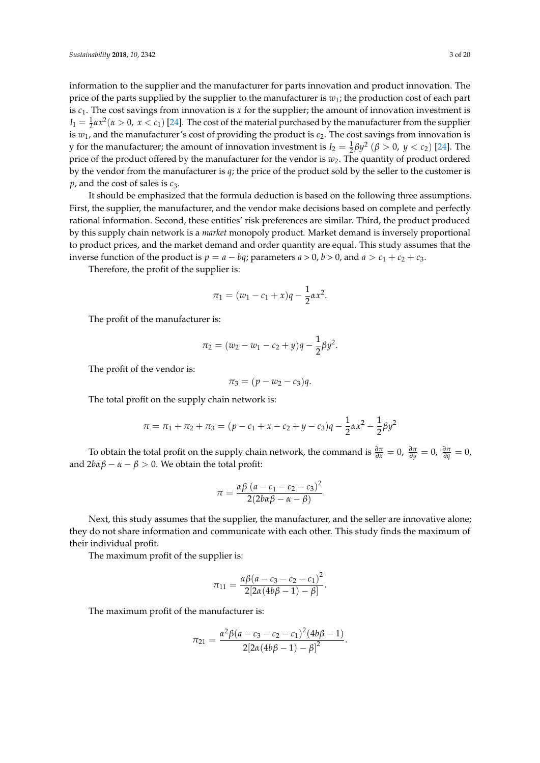information to the supplier and the manufacturer for parts innovation and product innovation. The price of the parts supplied by the supplier to the manufacturer is $w_1$; the production cost of each part is $c_1$. The cost savings from innovation is $x$ for the supplier; the amount of innovation investment is $I_1 = \frac{1}{2}\alpha x^2 (\alpha > 0,\ x < c_1)$ [24]. The cost of the material purchased by the manufacturer from the supplier is $w_1$, and the manufacturer's cost of providing the product is $c_2$. The cost savings from innovation is y for the manufacturer; the amount of innovation investment is $I_2 = \frac{1}{2}\beta y^2\ (\beta > 0,\ y < c_2)$ [24]. The price of the product offered by the manufacturer for the vendor is $w_2$. The quantity of product ordered by the vendor from the manufacturer is $q$; the price of the product sold by the seller to the customer is $p$, and the cost of sales is $c_3$.

It should be emphasized that the formula deduction is based on the following three assumptions. First, the supplier, the manufacturer, and the vendor make decisions based on complete and perfectly rational information. Second, these entities' risk preferences are similar. Third, the product produced by this supply chain network is a *market* monopoly product. Market demand is inversely proportional to product prices, and the market demand and order quantity are equal. This study assumes that the inverse function of the product is $p = a - bq$; parameters $a > 0$, $b > 0$, and $a > c_1 + c_2 + c_3$.

Therefore, the profit of the supplier is:

$$\pi_1 = (w_1 - c_1 + x)q - \frac{1}{2}\alpha x^2.$$

The profit of the manufacturer is:

$$\pi_2 = (w_2 - w_1 - c_2 + y)q - \frac{1}{2}\beta y^2.$$

The profit of the vendor is:

$$\pi_3 = (p - w_2 - c_3)q.$$

The total profit on the supply chain network is:

$$\pi = \pi_1 + \pi_2 + \pi_3 = (p - c_1 + x - c_2 + y - c_3)q - \frac{1}{2}\alpha x^2 - \frac{1}{2}\beta y^2$$

To obtain the total profit on the supply chain network, the command is $\frac{\partial \pi}{\partial x} = 0,\ \frac{\partial \pi}{\partial y} = 0,\ \frac{\partial \pi}{\partial q} = 0,$ and $2b\alpha\beta - \alpha - \beta > 0$. We obtain the total profit:

$$\pi = \frac{\alpha\beta\,(a - c_1 - c_2 - c_3)^2}{2(2b\alpha\beta - \alpha - \beta)}$$

Next, this study assumes that the supplier, the manufacturer, and the seller are innovative alone; they do not share information and communicate with each other. This study finds the maximum of their individual profit.

The maximum profit of the supplier is:

$$\pi_{11} = \frac{\alpha\beta(a - c_3 - c_2 - c_1)^2}{2[2\alpha(4b\beta - 1) - \beta]}.$$

The maximum profit of the manufacturer is:

$$\pi_{21} = \frac{\alpha^2\beta(a - c_3 - c_2 - c_1)^2(4b\beta - 1)}{2[2\alpha(4b\beta - 1) - \beta]^2}.$$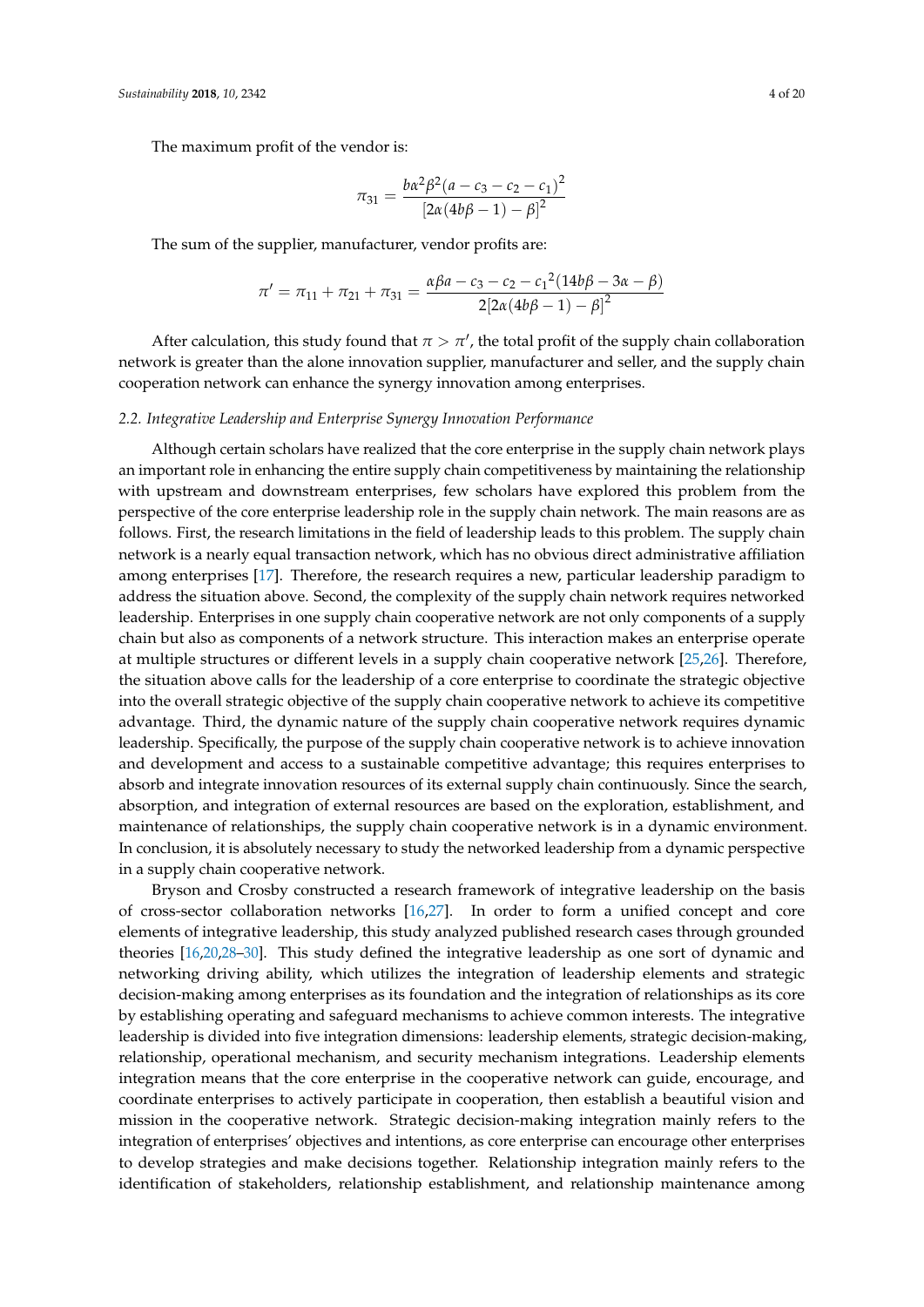The maximum profit of the vendor is:

$$\pi_{31} = \frac{b\alpha^2\beta^2(a - c_3 - c_2 - c_1)^2}{[2\alpha(4b\beta - 1) - \beta]^2}$$

The sum of the supplier, manufacturer, vendor profits are:

$$\pi' = \pi_{11} + \pi_{21} + \pi_{31} = \frac{\alpha\beta a - c_3 - c_2 - c_1{}^2(14b\beta - 3\alpha - \beta)}{2[2\alpha(4b\beta - 1) - \beta]^2}$$

After calculation, this study found that $\pi > \pi'$, the total profit of the supply chain collaboration network is greater than the alone innovation supplier, manufacturer and seller, and the supply chain cooperation network can enhance the synergy innovation among enterprises.

### *2.2. Integrative Leadership and Enterprise Synergy Innovation Performance*

Although certain scholars have realized that the core enterprise in the supply chain network plays an important role in enhancing the entire supply chain competitiveness by maintaining the relationship with upstream and downstream enterprises, few scholars have explored this problem from the perspective of the core enterprise leadership role in the supply chain network. The main reasons are as follows. First, the research limitations in the field of leadership leads to this problem. The supply chain network is a nearly equal transaction network, which has no obvious direct administrative affiliation among enterprises [17]. Therefore, the research requires a new, particular leadership paradigm to address the situation above. Second, the complexity of the supply chain network requires networked leadership. Enterprises in one supply chain cooperative network are not only components of a supply chain but also as components of a network structure. This interaction makes an enterprise operate at multiple structures or different levels in a supply chain cooperative network [25,26]. Therefore, the situation above calls for the leadership of a core enterprise to coordinate the strategic objective into the overall strategic objective of the supply chain cooperative network to achieve its competitive advantage. Third, the dynamic nature of the supply chain cooperative network requires dynamic leadership. Specifically, the purpose of the supply chain cooperative network is to achieve innovation and development and access to a sustainable competitive advantage; this requires enterprises to absorb and integrate innovation resources of its external supply chain continuously. Since the search, absorption, and integration of external resources are based on the exploration, establishment, and maintenance of relationships, the supply chain cooperative network is in a dynamic environment. In conclusion, it is absolutely necessary to study the networked leadership from a dynamic perspective in a supply chain cooperative network.

Bryson and Crosby constructed a research framework of integrative leadership on the basis of cross-sector collaboration networks [16,27]. In order to form a unified concept and core elements of integrative leadership, this study analyzed published research cases through grounded theories [16,20,28–30]. This study defined the integrative leadership as one sort of dynamic and networking driving ability, which utilizes the integration of leadership elements and strategic decision-making among enterprises as its foundation and the integration of relationships as its core by establishing operating and safeguard mechanisms to achieve common interests. The integrative leadership is divided into five integration dimensions: leadership elements, strategic decision-making, relationship, operational mechanism, and security mechanism integrations. Leadership elements integration means that the core enterprise in the cooperative network can guide, encourage, and coordinate enterprises to actively participate in cooperation, then establish a beautiful vision and mission in the cooperative network. Strategic decision-making integration mainly refers to the integration of enterprises' objectives and intentions, as core enterprise can encourage other enterprises to develop strategies and make decisions together. Relationship integration mainly refers to the identification of stakeholders, relationship establishment, and relationship maintenance among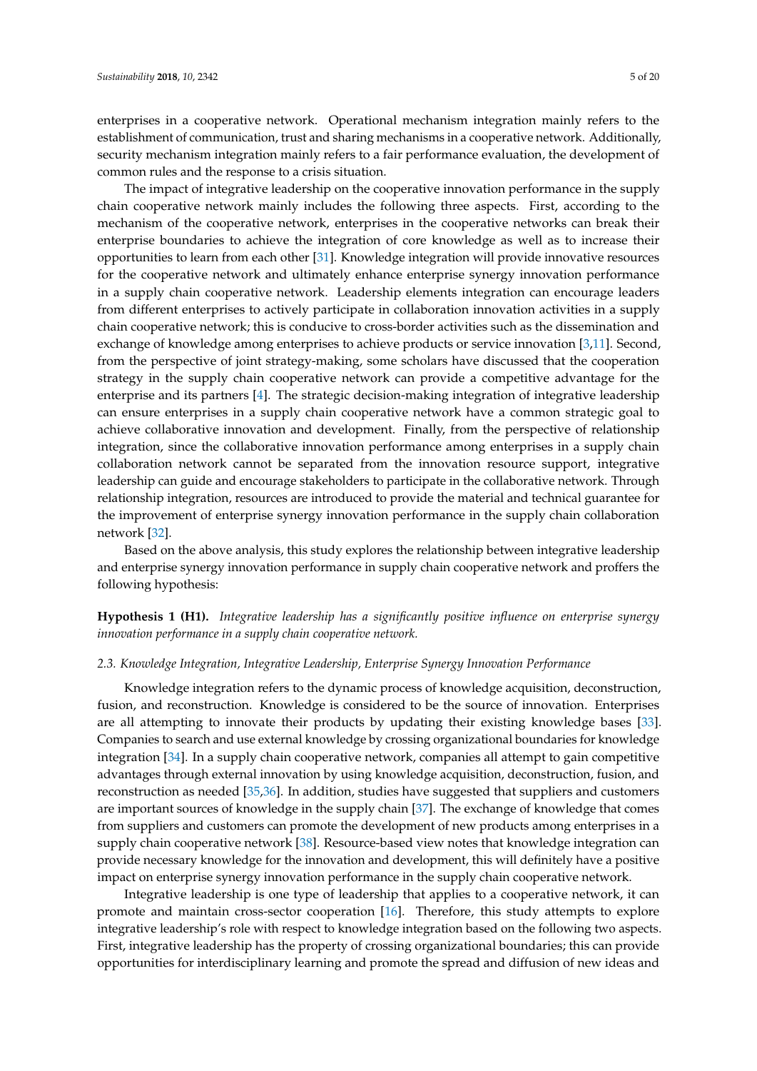enterprises in a cooperative network. Operational mechanism integration mainly refers to the establishment of communication, trust and sharing mechanisms in a cooperative network. Additionally, security mechanism integration mainly refers to a fair performance evaluation, the development of common rules and the response to a crisis situation.

The impact of integrative leadership on the cooperative innovation performance in the supply chain cooperative network mainly includes the following three aspects. First, according to the mechanism of the cooperative network, enterprises in the cooperative networks can break their enterprise boundaries to achieve the integration of core knowledge as well as to increase their opportunities to learn from each other [31]. Knowledge integration will provide innovative resources for the cooperative network and ultimately enhance enterprise synergy innovation performance in a supply chain cooperative network. Leadership elements integration can encourage leaders from different enterprises to actively participate in collaboration innovation activities in a supply chain cooperative network; this is conducive to cross-border activities such as the dissemination and exchange of knowledge among enterprises to achieve products or service innovation [3,11]. Second, from the perspective of joint strategy-making, some scholars have discussed that the cooperation strategy in the supply chain cooperative network can provide a competitive advantage for the enterprise and its partners [4]. The strategic decision-making integration of integrative leadership can ensure enterprises in a supply chain cooperative network have a common strategic goal to achieve collaborative innovation and development. Finally, from the perspective of relationship integration, since the collaborative innovation performance among enterprises in a supply chain collaboration network cannot be separated from the innovation resource support, integrative leadership can guide and encourage stakeholders to participate in the collaborative network. Through relationship integration, resources are introduced to provide the material and technical guarantee for the improvement of enterprise synergy innovation performance in the supply chain collaboration network [32].

Based on the above analysis, this study explores the relationship between integrative leadership and enterprise synergy innovation performance in supply chain cooperative network and proffers the following hypothesis:

**Hypothesis 1 (H1).** *Integrative leadership has a significantly positive influence on enterprise synergy innovation performance in a supply chain cooperative network.*

### *2.3. Knowledge Integration, Integrative Leadership, Enterprise Synergy Innovation Performance*

Knowledge integration refers to the dynamic process of knowledge acquisition, deconstruction, fusion, and reconstruction. Knowledge is considered to be the source of innovation. Enterprises are all attempting to innovate their products by updating their existing knowledge bases [33]. Companies to search and use external knowledge by crossing organizational boundaries for knowledge integration [34]. In a supply chain cooperative network, companies all attempt to gain competitive advantages through external innovation by using knowledge acquisition, deconstruction, fusion, and reconstruction as needed [35,36]. In addition, studies have suggested that suppliers and customers are important sources of knowledge in the supply chain [37]. The exchange of knowledge that comes from suppliers and customers can promote the development of new products among enterprises in a supply chain cooperative network [38]. Resource-based view notes that knowledge integration can provide necessary knowledge for the innovation and development, this will definitely have a positive impact on enterprise synergy innovation performance in the supply chain cooperative network.

Integrative leadership is one type of leadership that applies to a cooperative network, it can promote and maintain cross-sector cooperation [16]. Therefore, this study attempts to explore integrative leadership's role with respect to knowledge integration based on the following two aspects. First, integrative leadership has the property of crossing organizational boundaries; this can provide opportunities for interdisciplinary learning and promote the spread and diffusion of new ideas and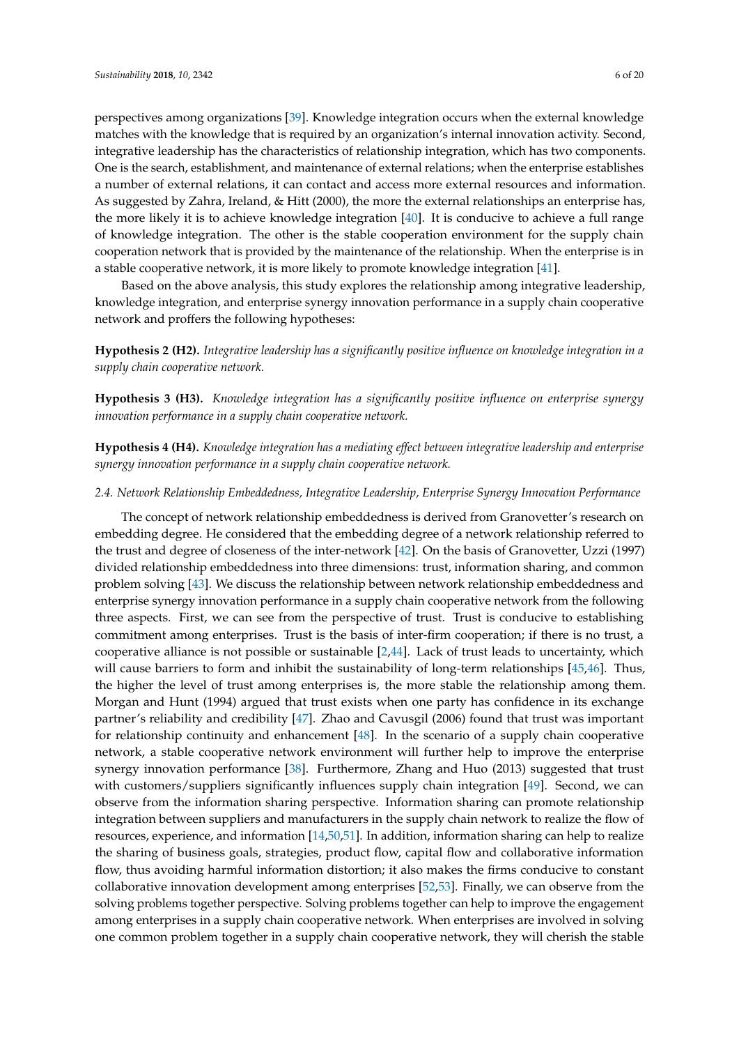perspectives among organizations [39]. Knowledge integration occurs when the external knowledge matches with the knowledge that is required by an organization's internal innovation activity. Second, integrative leadership has the characteristics of relationship integration, which has two components. One is the search, establishment, and maintenance of external relations; when the enterprise establishes a number of external relations, it can contact and access more external resources and information. As suggested by Zahra, Ireland, & Hitt (2000), the more the external relationships an enterprise has, the more likely it is to achieve knowledge integration [40]. It is conducive to achieve a full range of knowledge integration. The other is the stable cooperation environment for the supply chain cooperation network that is provided by the maintenance of the relationship. When the enterprise is in a stable cooperative network, it is more likely to promote knowledge integration [41].

Based on the above analysis, this study explores the relationship among integrative leadership, knowledge integration, and enterprise synergy innovation performance in a supply chain cooperative network and proffers the following hypotheses:

**Hypothesis 2 (H2).** *Integrative leadership has a significantly positive influence on knowledge integration in a supply chain cooperative network.*

**Hypothesis 3 (H3).** *Knowledge integration has a significantly positive influence on enterprise synergy innovation performance in a supply chain cooperative network.*

**Hypothesis 4 (H4).** *Knowledge integration has a mediating effect between integrative leadership and enterprise synergy innovation performance in a supply chain cooperative network.*

### *2.4. Network Relationship Embeddedness, Integrative Leadership, Enterprise Synergy Innovation Performance*

The concept of network relationship embeddedness is derived from Granovetter's research on embedding degree. He considered that the embedding degree of a network relationship referred to the trust and degree of closeness of the inter-network [42]. On the basis of Granovetter, Uzzi (1997) divided relationship embeddedness into three dimensions: trust, information sharing, and common problem solving [43]. We discuss the relationship between network relationship embeddedness and enterprise synergy innovation performance in a supply chain cooperative network from the following three aspects. First, we can see from the perspective of trust. Trust is conducive to establishing commitment among enterprises. Trust is the basis of inter-firm cooperation; if there is no trust, a cooperative alliance is not possible or sustainable [2,44]. Lack of trust leads to uncertainty, which will cause barriers to form and inhibit the sustainability of long-term relationships [45,46]. Thus, the higher the level of trust among enterprises is, the more stable the relationship among them. Morgan and Hunt (1994) argued that trust exists when one party has confidence in its exchange partner's reliability and credibility [47]. Zhao and Cavusgil (2006) found that trust was important for relationship continuity and enhancement [48]. In the scenario of a supply chain cooperative network, a stable cooperative network environment will further help to improve the enterprise synergy innovation performance [38]. Furthermore, Zhang and Huo (2013) suggested that trust with customers/suppliers significantly influences supply chain integration [49]. Second, we can observe from the information sharing perspective. Information sharing can promote relationship integration between suppliers and manufacturers in the supply chain network to realize the flow of resources, experience, and information [14,50,51]. In addition, information sharing can help to realize the sharing of business goals, strategies, product flow, capital flow and collaborative information flow, thus avoiding harmful information distortion; it also makes the firms conducive to constant collaborative innovation development among enterprises [52,53]. Finally, we can observe from the solving problems together perspective. Solving problems together can help to improve the engagement among enterprises in a supply chain cooperative network. When enterprises are involved in solving one common problem together in a supply chain cooperative network, they will cherish the stable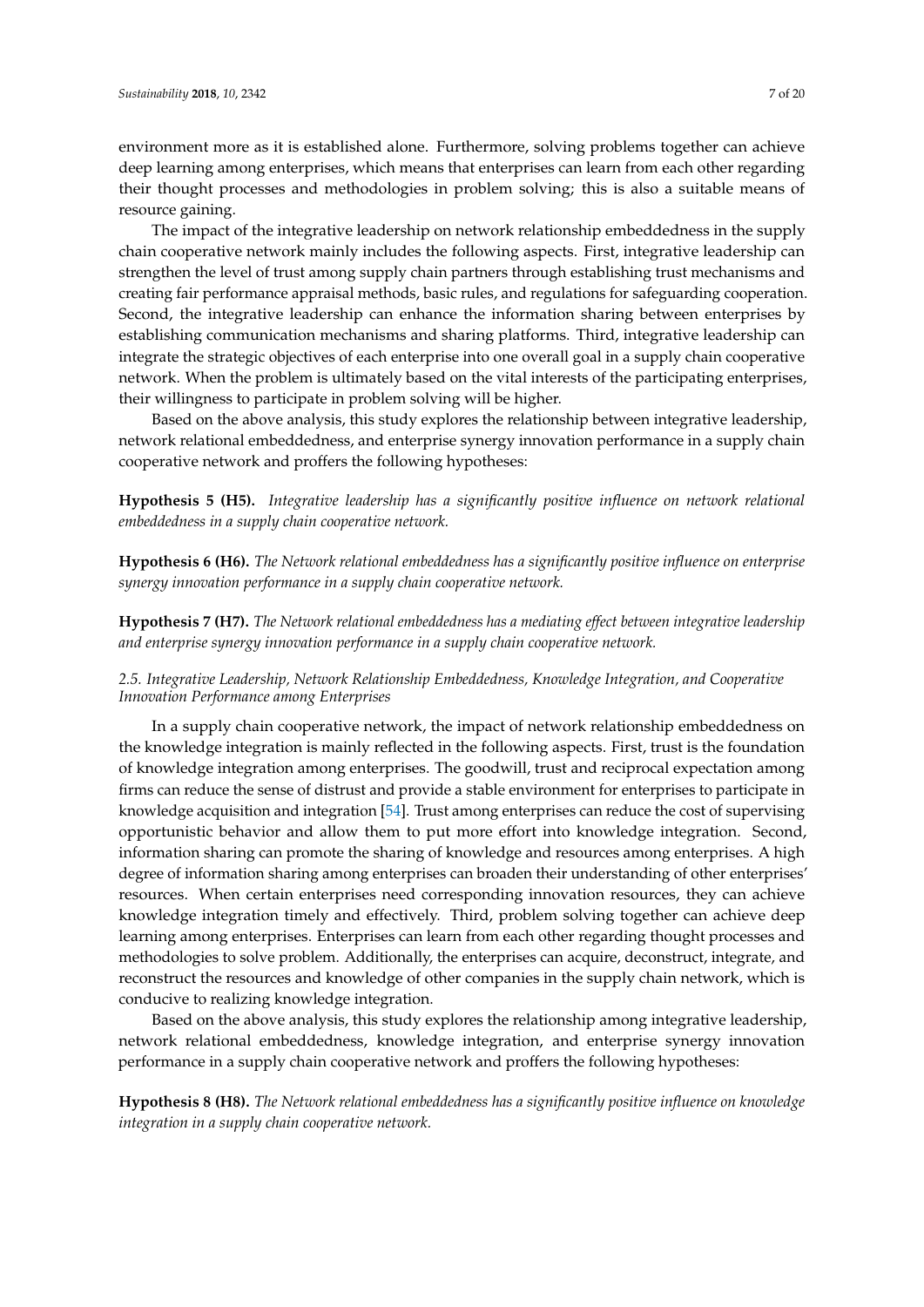environment more as it is established alone. Furthermore, solving problems together can achieve deep learning among enterprises, which means that enterprises can learn from each other regarding their thought processes and methodologies in problem solving; this is also a suitable means of resource gaining.

The impact of the integrative leadership on network relationship embeddedness in the supply chain cooperative network mainly includes the following aspects. First, integrative leadership can strengthen the level of trust among supply chain partners through establishing trust mechanisms and creating fair performance appraisal methods, basic rules, and regulations for safeguarding cooperation. Second, the integrative leadership can enhance the information sharing between enterprises by establishing communication mechanisms and sharing platforms. Third, integrative leadership can integrate the strategic objectives of each enterprise into one overall goal in a supply chain cooperative network. When the problem is ultimately based on the vital interests of the participating enterprises, their willingness to participate in problem solving will be higher.

Based on the above analysis, this study explores the relationship between integrative leadership, network relational embeddedness, and enterprise synergy innovation performance in a supply chain cooperative network and proffers the following hypotheses:

**Hypothesis 5 (H5).** *Integrative leadership has a significantly positive influence on network relational embeddedness in a supply chain cooperative network.*

**Hypothesis 6 (H6).** *The Network relational embeddedness has a significantly positive influence on enterprise synergy innovation performance in a supply chain cooperative network.*

**Hypothesis 7 (H7).** *The Network relational embeddedness has a mediating effect between integrative leadership and enterprise synergy innovation performance in a supply chain cooperative network.*

### *2.5. Integrative Leadership, Network Relationship Embeddedness, Knowledge Integration, and Cooperative Innovation Performance among Enterprises*

In a supply chain cooperative network, the impact of network relationship embeddedness on the knowledge integration is mainly reflected in the following aspects. First, trust is the foundation of knowledge integration among enterprises. The goodwill, trust and reciprocal expectation among firms can reduce the sense of distrust and provide a stable environment for enterprises to participate in knowledge acquisition and integration [54]. Trust among enterprises can reduce the cost of supervising opportunistic behavior and allow them to put more effort into knowledge integration. Second, information sharing can promote the sharing of knowledge and resources among enterprises. A high degree of information sharing among enterprises can broaden their understanding of other enterprises' resources. When certain enterprises need corresponding innovation resources, they can achieve knowledge integration timely and effectively. Third, problem solving together can achieve deep learning among enterprises. Enterprises can learn from each other regarding thought processes and methodologies to solve problem. Additionally, the enterprises can acquire, deconstruct, integrate, and reconstruct the resources and knowledge of other companies in the supply chain network, which is conducive to realizing knowledge integration.

Based on the above analysis, this study explores the relationship among integrative leadership, network relational embeddedness, knowledge integration, and enterprise synergy innovation performance in a supply chain cooperative network and proffers the following hypotheses:

**Hypothesis 8 (H8).** *The Network relational embeddedness has a significantly positive influence on knowledge integration in a supply chain cooperative network.*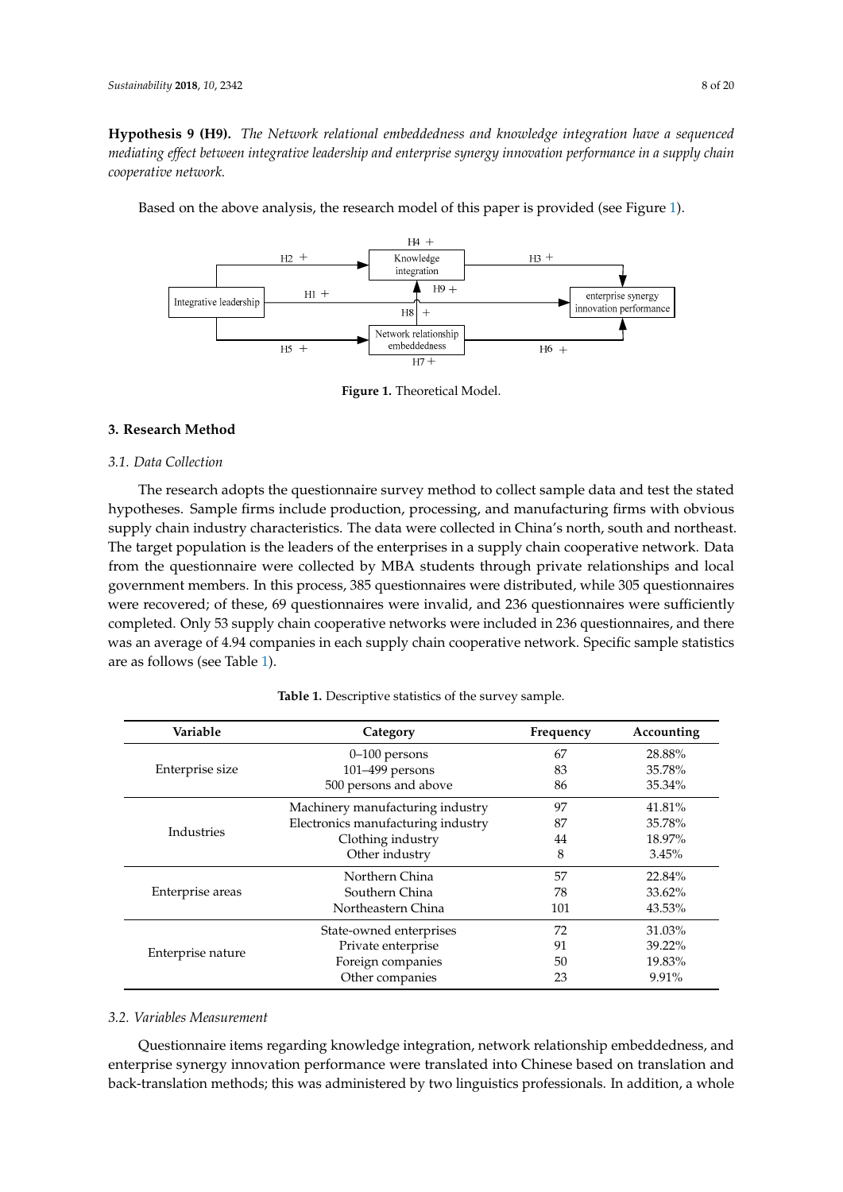**Hypothesis 9 (H9).** *The Network relational embeddedness and knowledge integration have a sequenced mediating effect between integrative leadership and enterprise synergy innovation performance in a supply chain cooperative network.*

Based on the above analysis, the research model of this paper is provided (see Figure 1).

**Figure 1.** Theoretical Model.

## 3. Research Method

### *3.1. Data Collection*

The research adopts the questionnaire survey method to collect sample data and test the stated hypotheses. Sample firms include production, processing, and manufacturing firms with obvious supply chain industry characteristics. The data were collected in China's north, south and northeast. The target population is the leaders of the enterprises in a supply chain cooperative network. Data from the questionnaire were collected by MBA students through private relationships and local government members. In this process, 385 questionnaires were distributed, while 305 questionnaires were recovered; of these, 69 questionnaires were invalid, and 236 questionnaires were sufficiently completed. Only 53 supply chain cooperative networks were included in 236 questionnaires, and there was an average of 4.94 companies in each supply chain cooperative network. Specific sample statistics are as follows (see Table 1).

**Table 1.** Descriptive statistics of the survey sample.

| Variable | Category | Frequency | Accounting |
|---|---|---|---|
| Enterprise size | 0–100 persons | 67 | 28.88% |
| | 101–499 persons | 83 | 35.78% |
| | 500 persons and above | 86 | 35.34% |
| Industries | Machinery manufacturing industry | 97 | 41.81% |
| | Electronics manufacturing industry | 87 | 35.78% |
| | Clothing industry | 44 | 18.97% |
| | Other industry | 8 | 3.45% |
| Enterprise areas | Northern China | 57 | 22.84% |
| | Southern China | 78 | 33.62% |
| | Northeastern China | 101 | 43.53% |
| Enterprise nature | State-owned enterprises | 72 | 31.03% |
| | Private enterprise | 91 | 39.22% |
| | Foreign companies | 50 | 19.83% |
| | Other companies | 23 | 9.91% |

### *3.2. Variables Measurement*

Questionnaire items regarding knowledge integration, network relationship embeddedness, and enterprise synergy innovation performance were translated into Chinese based on translation and back-translation methods; this was administered by two linguistics professionals. In addition, a whole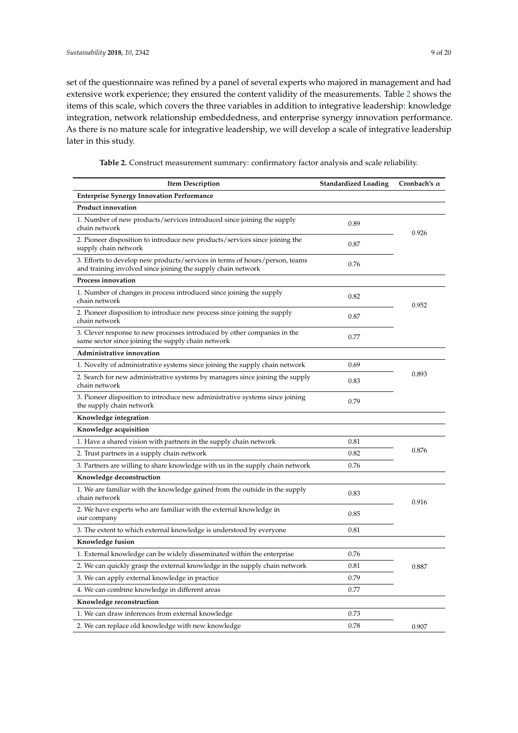set of the questionnaire was refined by a panel of several experts who majored in management and had extensive work experience; they ensured the content validity of the measurements. Table 2 shows the items of this scale, which covers the three variables in addition to integrative leadership: knowledge integration, network relationship embeddedness, and enterprise synergy innovation performance. As there is no mature scale for integrative leadership, we will develop a scale of integrative leadership later in this study.

**Table 2.** Construct measurement summary: confirmatory factor analysis and scale reliability.

| Item Description | Standardized Loading | Cronbach's α |
|---|---|---|
| **Enterprise Synergy Innovation Performance** | | |
| **Product innovation** | | |
| 1. Number of new products/services introduced since joining the supply chain network | 0.89 | 0.926 |
| 2. Pioneer disposition to introduce new products/services since joining the supply chain network | 0.87 | |
| 3. Efforts to develop new products/services in terms of hours/person, teams and training involved since joining the supply chain network | 0.76 | |
| **Process innovation** | | |
| 1. Number of changes in process introduced since joining the supply chain network | 0.82 | 0.952 |
| 2. Pioneer disposition to introduce new process since joining the supply chain network | 0.87 | |
| 3. Clever response to new processes introduced by other companies in the same sector since joining the supply chain network | 0.77 | |
| **Administrative innovation** | | |
| 1. Novelty of administrative systems since joining the supply chain network | 0.69 | 0.893 |
| 2. Search for new administrative systems by managers since joining the supply chain network | 0.83 | |
| 3. Pioneer disposition to introduce new administrative systems since joining the supply chain network | 0.79 | |
| **Knowledge integration** | | |
| **Knowledge acquisition** | | |
| 1. Have a shared vision with partners in the supply chain network | 0.81 | 0.876 |
| 2. Trust partners in a supply chain network | 0.82 | |
| 3. Partners are willing to share knowledge with us in the supply chain network | 0.76 | |
| **Knowledge deconstruction** | | |
| 1. We are familiar with the knowledge gained from the outside in the supply chain network | 0.83 | 0.916 |
| 2. We have experts who are familiar with the external knowledge in our company | 0.85 | |
| 3. The extent to which external knowledge is understood by everyone | 0.81 | |
| **Knowledge fusion** | | |
| 1. External knowledge can be widely disseminated within the enterprise | 0.76 | 0.887 |
| 2. We can quickly grasp the external knowledge in the supply chain network | 0.81 | |
| 3. We can apply external knowledge in practice | 0.79 | |
| 4. We can combine knowledge in different areas | 0.77 | |
| **Knowledge reconstruction** | | |
| 1. We can draw inferences from external knowledge | 0.73 | 0.907 |
| 2. We can replace old knowledge with new knowledge | 0.78 | |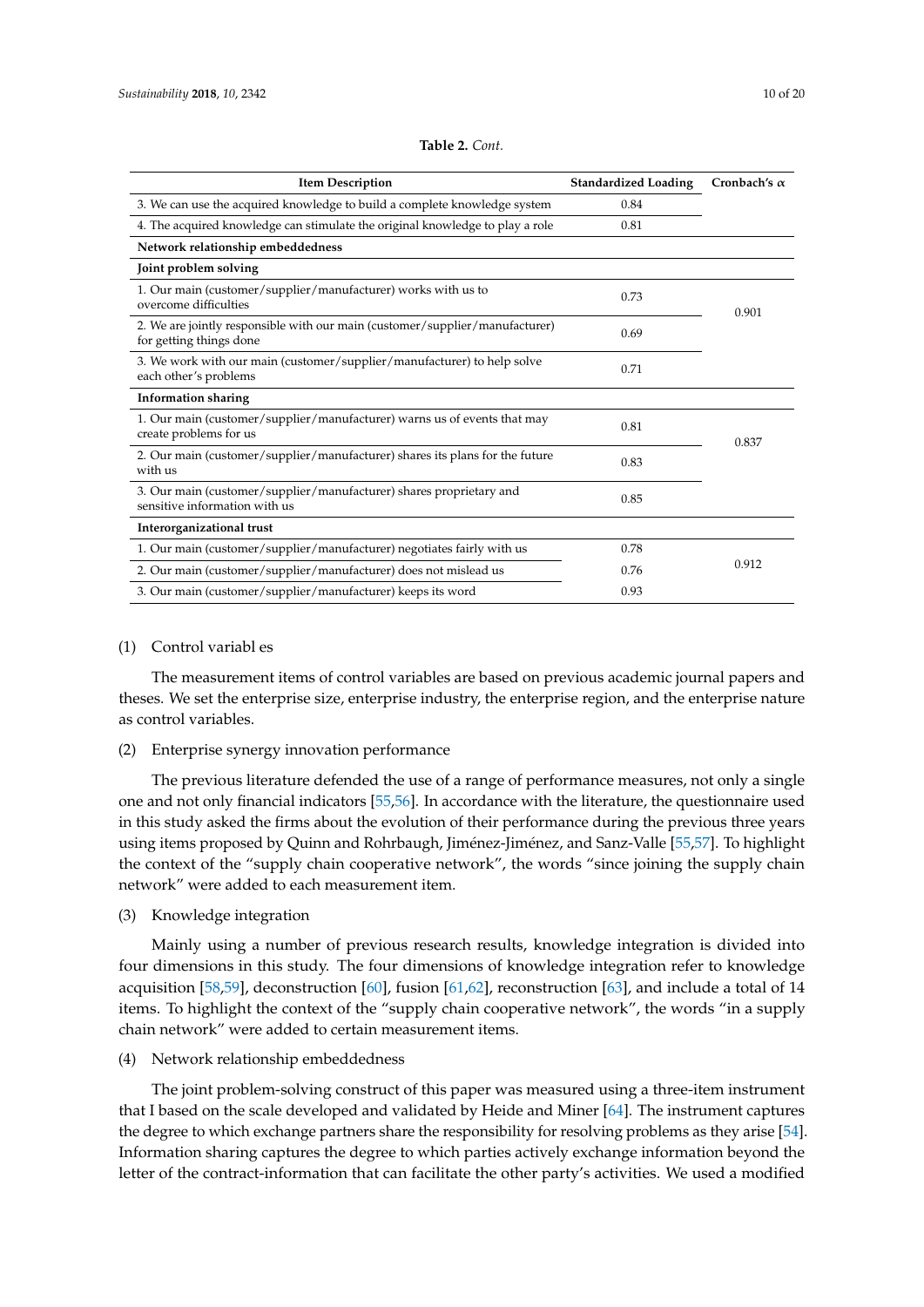**Table 2.** *Cont.*

| Item Description | Standardized Loading | Cronbach's α |
|---|---|---|
| 3. We can use the acquired knowledge to build a complete knowledge system | 0.84 | |
| 4. The acquired knowledge can stimulate the original knowledge to play a role | 0.81 | |
| **Network relationship embeddedness** | | |
| **Joint problem solving** | | |
| 1. Our main (customer/supplier/manufacturer) works with us to overcome difficulties | 0.73 | 0.901 |
| 2. We are jointly responsible with our main (customer/supplier/manufacturer) for getting things done | 0.69 | |
| 3. We work with our main (customer/supplier/manufacturer) to help solve each other's problems | 0.71 | |
| **Information sharing** | | |
| 1. Our main (customer/supplier/manufacturer) warns us of events that may create problems for us | 0.81 | 0.837 |
| 2. Our main (customer/supplier/manufacturer) shares its plans for the future with us | 0.83 | |
| 3. Our main (customer/supplier/manufacturer) shares proprietary and sensitive information with us | 0.85 | |
| **Interorganizational trust** | | |
| 1. Our main (customer/supplier/manufacturer) negotiates fairly with us | 0.78 | 0.912 |
| 2. Our main (customer/supplier/manufacturer) does not mislead us | 0.76 | |
| 3. Our main (customer/supplier/manufacturer) keeps its word | 0.93 | |

(1) Control variabl es

The measurement items of control variables are based on previous academic journal papers and theses. We set the enterprise size, enterprise industry, the enterprise region, and the enterprise nature as control variables.

(2) Enterprise synergy innovation performance

The previous literature defended the use of a range of performance measures, not only a single one and not only financial indicators [55,56]. In accordance with the literature, the questionnaire used in this study asked the firms about the evolution of their performance during the previous three years using items proposed by Quinn and Rohrbaugh, Jiménez-Jiménez, and Sanz-Valle [55,57]. To highlight the context of the "supply chain cooperative network", the words "since joining the supply chain network" were added to each measurement item.

(3) Knowledge integration

Mainly using a number of previous research results, knowledge integration is divided into four dimensions in this study. The four dimensions of knowledge integration refer to knowledge acquisition [58,59], deconstruction [60], fusion [61,62], reconstruction [63], and include a total of 14 items. To highlight the context of the "supply chain cooperative network", the words "in a supply chain network" were added to certain measurement items.

(4) Network relationship embeddedness

The joint problem-solving construct of this paper was measured using a three-item instrument that I based on the scale developed and validated by Heide and Miner [64]. The instrument captures the degree to which exchange partners share the responsibility for resolving problems as they arise [54]. Information sharing captures the degree to which parties actively exchange information beyond the letter of the contract-information that can facilitate the other party's activities. We used a modified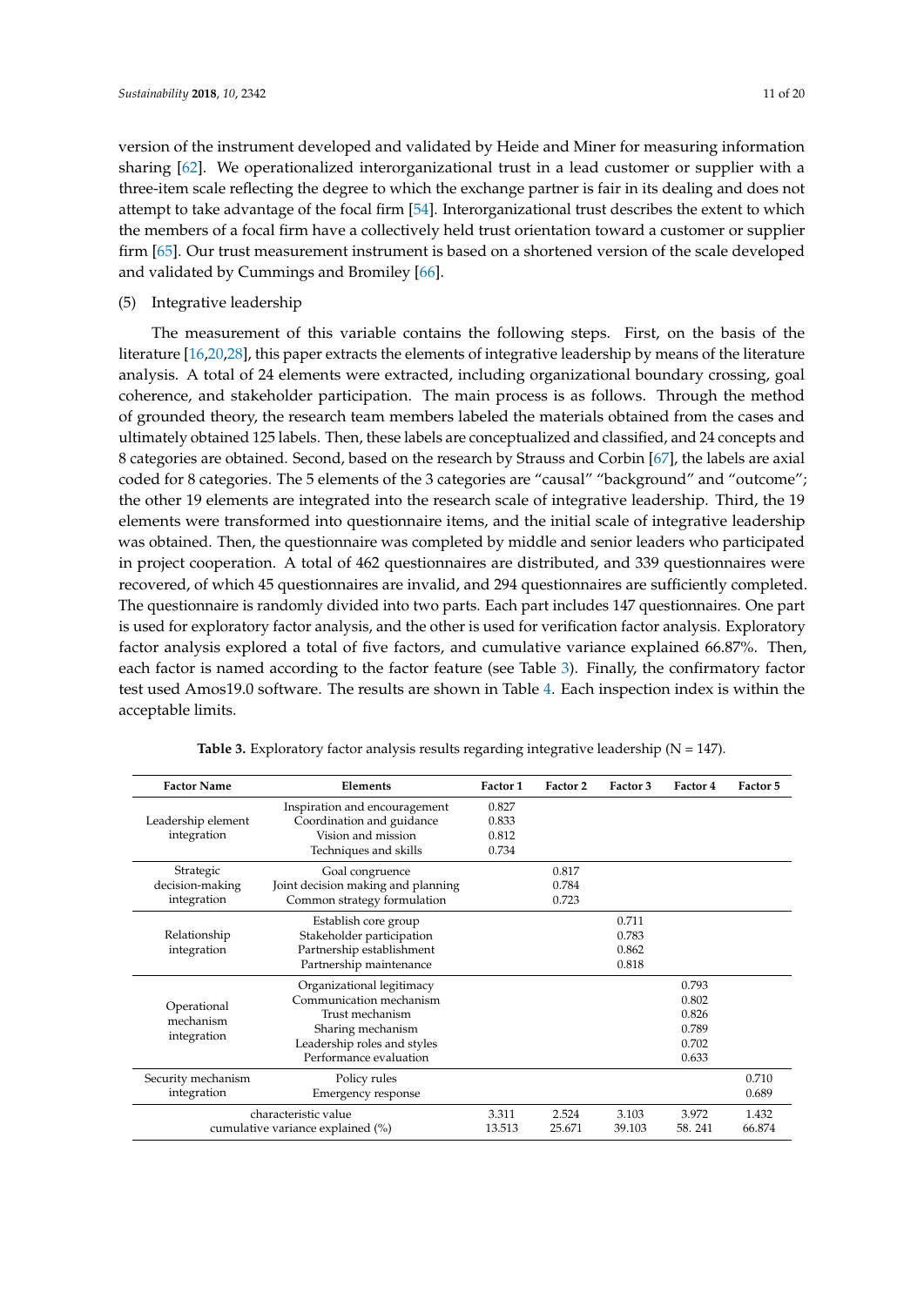version of the instrument developed and validated by Heide and Miner for measuring information sharing [62]. We operationalized interorganizational trust in a lead customer or supplier with a three-item scale reflecting the degree to which the exchange partner is fair in its dealing and does not attempt to take advantage of the focal firm [54]. Interorganizational trust describes the extent to which the members of a focal firm have a collectively held trust orientation toward a customer or supplier firm [65]. Our trust measurement instrument is based on a shortened version of the scale developed and validated by Cummings and Bromiley [66].

(5) Integrative leadership

The measurement of this variable contains the following steps. First, on the basis of the literature [16,20,28], this paper extracts the elements of integrative leadership by means of the literature analysis. A total of 24 elements were extracted, including organizational boundary crossing, goal coherence, and stakeholder participation. The main process is as follows. Through the method of grounded theory, the research team members labeled the materials obtained from the cases and ultimately obtained 125 labels. Then, these labels are conceptualized and classified, and 24 concepts and 8 categories are obtained. Second, based on the research by Strauss and Corbin [67], the labels are axial coded for 8 categories. The 5 elements of the 3 categories are "causal" "background" and "outcome"; the other 19 elements are integrated into the research scale of integrative leadership. Third, the 19 elements were transformed into questionnaire items, and the initial scale of integrative leadership was obtained. Then, the questionnaire was completed by middle and senior leaders who participated in project cooperation. A total of 462 questionnaires are distributed, and 339 questionnaires were recovered, of which 45 questionnaires are invalid, and 294 questionnaires are sufficiently completed. The questionnaire is randomly divided into two parts. Each part includes 147 questionnaires. One part is used for exploratory factor analysis, and the other is used for verification factor analysis. Exploratory factor analysis explored a total of five factors, and cumulative variance explained 66.87%. Then, each factor is named according to the factor feature (see Table 3). Finally, the confirmatory factor test used Amos19.0 software. The results are shown in Table 4. Each inspection index is within the acceptable limits.

**Table 3.** Exploratory factor analysis results regarding integrative leadership (N = 147).

| Factor Name | Elements | Factor 1 | Factor 2 | Factor 3 | Factor 4 | Factor 5 |
|---|---|---|---|---|---|---|
| Leadership element integration | Inspiration and encouragement | 0.827 | | | | |
| | Coordination and guidance | 0.833 | | | | |
| | Vision and mission | 0.812 | | | | |
| | Techniques and skills | 0.734 | | | | |
| Strategic decision-making integration | Goal congruence | | 0.817 | | | |
| | Joint decision making and planning | | 0.784 | | | |
| | Common strategy formulation | | 0.723 | | | |
| Relationship integration | Establish core group | | | 0.711 | | |
| | Stakeholder participation | | | 0.783 | | |
| | Partnership establishment | | | 0.862 | | |
| | Partnership maintenance | | | 0.818 | | |
| Operational mechanism integration | Organizational legitimacy | | | | 0.793 | |
| | Communication mechanism | | | | 0.802 | |
| | Trust mechanism | | | | 0.826 | |
| | Sharing mechanism | | | | 0.789 | |
| | Leadership roles and styles | | | | 0.702 | |
| | Performance evaluation | | | | 0.633 | |
| Security mechanism integration | Policy rules | | | | | 0.710 |
| | Emergency response | | | | | 0.689 |
| characteristic value | | 3.311 | 2.524 | 3.103 | 3.972 | 1.432 |
| cumulative variance explained (%) | | 13.513 | 25.671 | 39.103 | 58. 241 | 66.874 |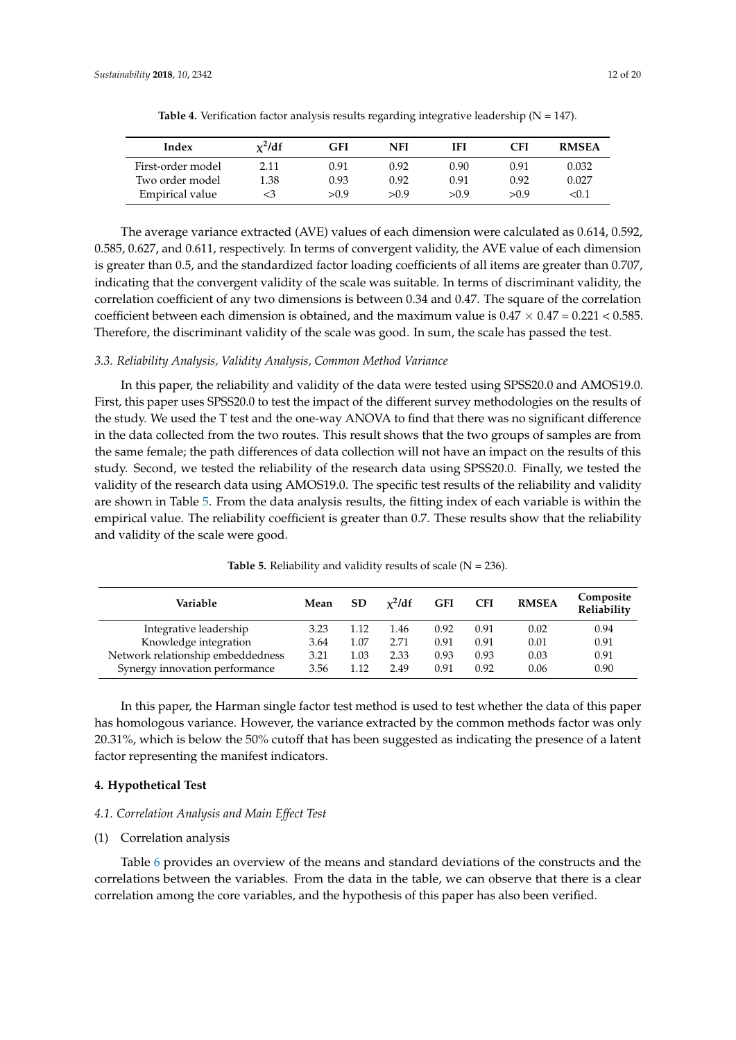**Table 4.** Verification factor analysis results regarding integrative leadership (N = 147).

| Index | $\chi^2$/df | GFI | NFI | IFI | CFI | RMSEA |
|---|---|---|---|---|---|---|
| First-order model | 2.11 | 0.91 | 0.92 | 0.90 | 0.91 | 0.032 |
| Two order model | 1.38 | 0.93 | 0.92 | 0.91 | 0.92 | 0.027 |
| Empirical value | <3 | >0.9 | >0.9 | >0.9 | >0.9 | <0.1 |

The average variance extracted (AVE) values of each dimension were calculated as 0.614, 0.592, 0.585, 0.627, and 0.611, respectively. In terms of convergent validity, the AVE value of each dimension is greater than 0.5, and the standardized factor loading coefficients of all items are greater than 0.707, indicating that the convergent validity of the scale was suitable. In terms of discriminant validity, the correlation coefficient of any two dimensions is between 0.34 and 0.47. The square of the correlation coefficient between each dimension is obtained, and the maximum value is $0.47 \times 0.47 = 0.221 < 0.585$. Therefore, the discriminant validity of the scale was good. In sum, the scale has passed the test.

### *3.3. Reliability Analysis, Validity Analysis, Common Method Variance*

In this paper, the reliability and validity of the data were tested using SPSS20.0 and AMOS19.0. First, this paper uses SPSS20.0 to test the impact of the different survey methodologies on the results of the study. We used the T test and the one-way ANOVA to find that there was no significant difference in the data collected from the two routes. This result shows that the two groups of samples are from the same female; the path differences of data collection will not have an impact on the results of this study. Second, we tested the reliability of the research data using SPSS20.0. Finally, we tested the validity of the research data using AMOS19.0. The specific test results of the reliability and validity are shown in Table 5. From the data analysis results, the fitting index of each variable is within the empirical value. The reliability coefficient is greater than 0.7. These results show that the reliability and validity of the scale were good.

**Table 5.** Reliability and validity results of scale (N = 236).

| Variable | Mean | SD | $\chi^2$/df | GFI | CFI | RMSEA | Composite Reliability |
|---|---|---|---|---|---|---|---|
| Integrative leadership | 3.23 | 1.12 | 1.46 | 0.92 | 0.91 | 0.02 | 0.94 |
| Knowledge integration | 3.64 | 1.07 | 2.71 | 0.91 | 0.91 | 0.01 | 0.91 |
| Network relationship embeddedness | 3.21 | 1.03 | 2.33 | 0.93 | 0.93 | 0.03 | 0.91 |
| Synergy innovation performance | 3.56 | 1.12 | 2.49 | 0.91 | 0.92 | 0.06 | 0.90 |

In this paper, the Harman single factor test method is used to test whether the data of this paper has homologous variance. However, the variance extracted by the common methods factor was only 20.31%, which is below the 50% cutoff that has been suggested as indicating the presence of a latent factor representing the manifest indicators.

## **4. Hypothetical Test**

### *4.1. Correlation Analysis and Main Effect Test*

(1) Correlation analysis

Table 6 provides an overview of the means and standard deviations of the constructs and the correlations between the variables. From the data in the table, we can observe that there is a clear correlation among the core variables, and the hypothesis of this paper has also been verified.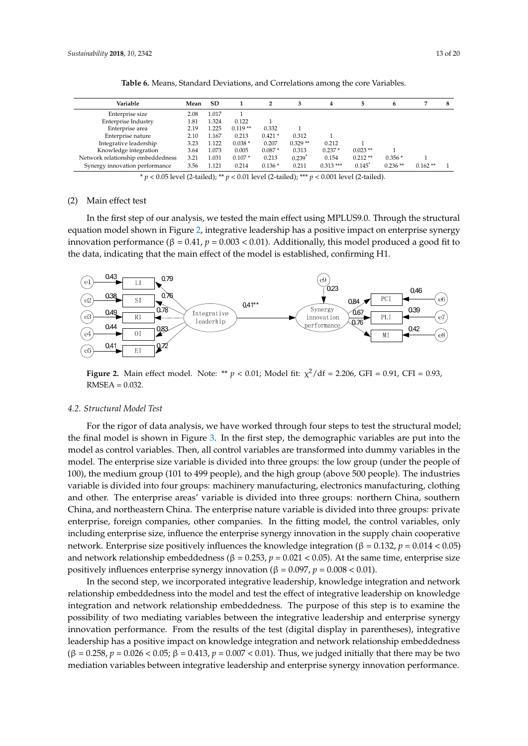**Table 6.** Means, Standard Deviations, and Correlations among the core Variables.

| Variable | Mean | SD | 1 | 2 | 3 | 4 | 5 | 6 | 7 | 8 |
|---|---|---|---|---|---|---|---|---|---|---|
| Enterprise size | 2.08 | 1.017 | 1 | | | | | | | |
| Enterprise Industry | 1.81 | 1.324 | 0.122 | 1 | | | | | | |
| Enterprise area | 2.19 | 1.225 | 0.119 ** | 0.332 | 1 | | | | | |
| Enterprise nature | 2.10 | 1.167 | 0.213 | 0.421 * | 0.312 | 1 | | | | |
| Integrative leadership | 3.23 | 1.122 | 0.038 * | 0.207 | 0.329 ** | 0.212 | 1 | | | |
| Knowledge integration | 3.64 | 1.073 | 0.005 | 0.087 * | 0.313 | 0.237 * | 0.023 ** | 1 | | |
| Network relationship embeddedness | 3.21 | 1.031 | 0.107 * | 0.213 | 0.239 * | 0.154 | 0.212 ** | 0.356 * | 1 | |
| Synergy innovation performance | 3.56 | 1.121 | 0.214 | 0.136 * | 0.211 | 0.313 *** | 0.145 * | 0.236 ** | 0.162 ** | 1 |

* $p < 0.05$ level (2-tailed); ** $p < 0.01$ level (2-tailed); *** $p < 0.001$ level (2-tailed).

(2) Main effect test

In the first step of our analysis, we tested the main effect using MPLUS9.0. Through the structural equation model shown in Figure 2, integrative leadership has a positive impact on enterprise synergy innovation performance ($\beta = 0.41$, $p = 0.003 < 0.01$). Additionally, this model produced a good fit to the data, indicating that the main effect of the model is established, confirming H1.

**Figure 2.** Main effect model. Note: ** $p < 0.01$; Model fit: $\chi^2/\text{df} = 2.206$, GFI = 0.91, CFI = 0.93, RMSEA = 0.032.

### 4.2. Structural Model Test

For the rigor of data analysis, we have worked through four steps to test the structural model; the final model is shown in Figure 3. In the first step, the demographic variables are put into the model as control variables. Then, all control variables are transformed into dummy variables in the model. The enterprise size variable is divided into three groups: the low group (under the people of 100), the medium group (101 to 499 people), and the high group (above 500 people). The industries variable is divided into four groups: machinery manufacturing, electronics manufacturing, clothing and other. The enterprise areas' variable is divided into three groups: northern China, southern China, and northeastern China. The enterprise nature variable is divided into three groups: private enterprise, foreign companies, other companies. In the fitting model, the control variables, only including enterprise size, influence the enterprise synergy innovation in the supply chain cooperative network. Enterprise size positively influences the knowledge integration ($\beta = 0.132$, $p = 0.014 < 0.05$) and network relationship embeddedness ($\beta = 0.253$, $p = 0.021 < 0.05$). At the same time, enterprise size positively influences enterprise synergy innovation ($\beta = 0.097$, $p = 0.008 < 0.01$).

In the second step, we incorporated integrative leadership, knowledge integration and network relationship embeddedness into the model and test the effect of integrative leadership on knowledge integration and network relationship embeddedness. The purpose of this step is to examine the possibility of two mediating variables between the integrative leadership and enterprise synergy innovation performance. From the results of the test (digital display in parentheses), integrative leadership has a positive impact on knowledge integration and network relationship embeddedness ($\beta = 0.258$, $p = 0.026 < 0.05$; $\beta = 0.413$, $p = 0.007 < 0.01$). Thus, we judged initially that there may be two mediation variables between integrative leadership and enterprise synergy innovation performance.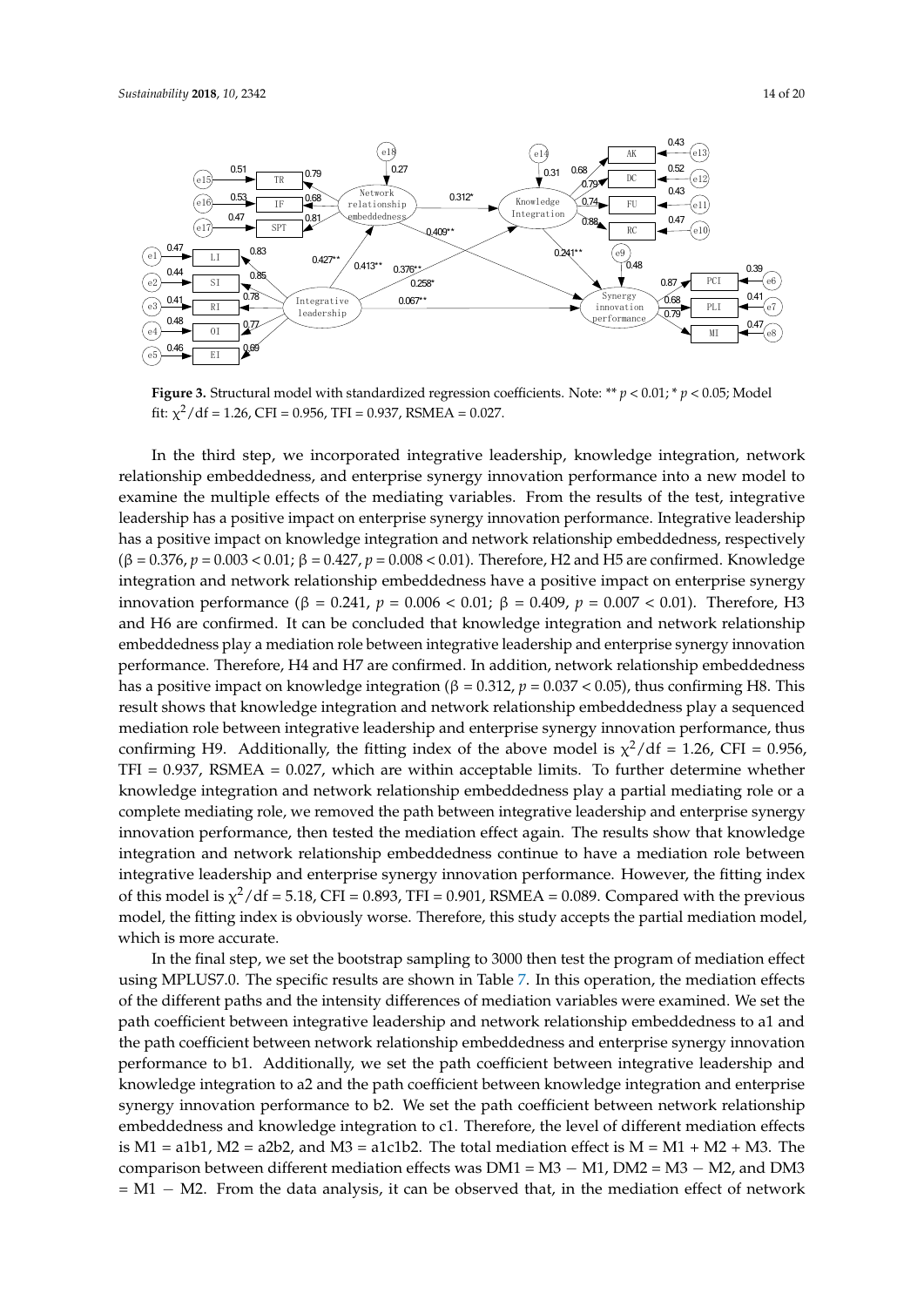**Figure 3.** Structural model with standardized regression coefficients. Note: ** $p < 0.01$; * $p < 0.05$; Model fit: $\chi^2/\text{df} = 1.26$, CFI = 0.956, TFI = 0.937, RSMEA = 0.027.

In the third step, we incorporated integrative leadership, knowledge integration, network relationship embeddedness, and enterprise synergy innovation performance into a new model to examine the multiple effects of the mediating variables. From the results of the test, integrative leadership has a positive impact on enterprise synergy innovation performance. Integrative leadership has a positive impact on knowledge integration and network relationship embeddedness, respectively ($\beta = 0.376$, $p = 0.003 < 0.01$; $\beta = 0.427$, $p = 0.008 < 0.01$). Therefore, H2 and H5 are confirmed. Knowledge integration and network relationship embeddedness have a positive impact on enterprise synergy innovation performance ($\beta = 0.241$, $p = 0.006 < 0.01$; $\beta = 0.409$, $p = 0.007 < 0.01$). Therefore, H3 and H6 are confirmed. It can be concluded that knowledge integration and network relationship embeddedness play a mediation role between integrative leadership and enterprise synergy innovation performance. Therefore, H4 and H7 are confirmed. In addition, network relationship embeddedness has a positive impact on knowledge integration ($\beta = 0.312$, $p = 0.037 < 0.05$), thus confirming H8. This result shows that knowledge integration and network relationship embeddedness play a sequenced mediation role between integrative leadership and enterprise synergy innovation performance, thus confirming H9. Additionally, the fitting index of the above model is $\chi^2/\text{df} = 1.26$, CFI = 0.956, TFI = 0.937, RSMEA = 0.027, which are within acceptable limits. To further determine whether knowledge integration and network relationship embeddedness play a partial mediating role or a complete mediating role, we removed the path between integrative leadership and enterprise synergy innovation performance, then tested the mediation effect again. The results show that knowledge integration and network relationship embeddedness continue to have a mediation role between integrative leadership and enterprise synergy innovation performance. However, the fitting index of this model is $\chi^2/\text{df} = 5.18$, CFI = 0.893, TFI = 0.901, RSMEA = 0.089. Compared with the previous model, the fitting index is obviously worse. Therefore, this study accepts the partial mediation model, which is more accurate.

In the final step, we set the bootstrap sampling to 3000 then test the program of mediation effect using MPLUS7.0. The specific results are shown in Table 7. In this operation, the mediation effects of the different paths and the intensity differences of mediation variables were examined. We set the path coefficient between integrative leadership and network relationship embeddedness to a1 and the path coefficient between network relationship embeddedness and enterprise synergy innovation performance to b1. Additionally, we set the path coefficient between integrative leadership and knowledge integration to a2 and the path coefficient between knowledge integration and enterprise synergy innovation performance to b2. We set the path coefficient between network relationship embeddedness and knowledge integration to c1. Therefore, the level of different mediation effects is M1 = a1b1, M2 = a2b2, and M3 = a1c1b2. The total mediation effect is M = M1 + M2 + M3. The comparison between different mediation effects was DM1 = M3 − M1, DM2 = M3 − M2, and DM3 = M1 − M2. From the data analysis, it can be observed that, in the mediation effect of network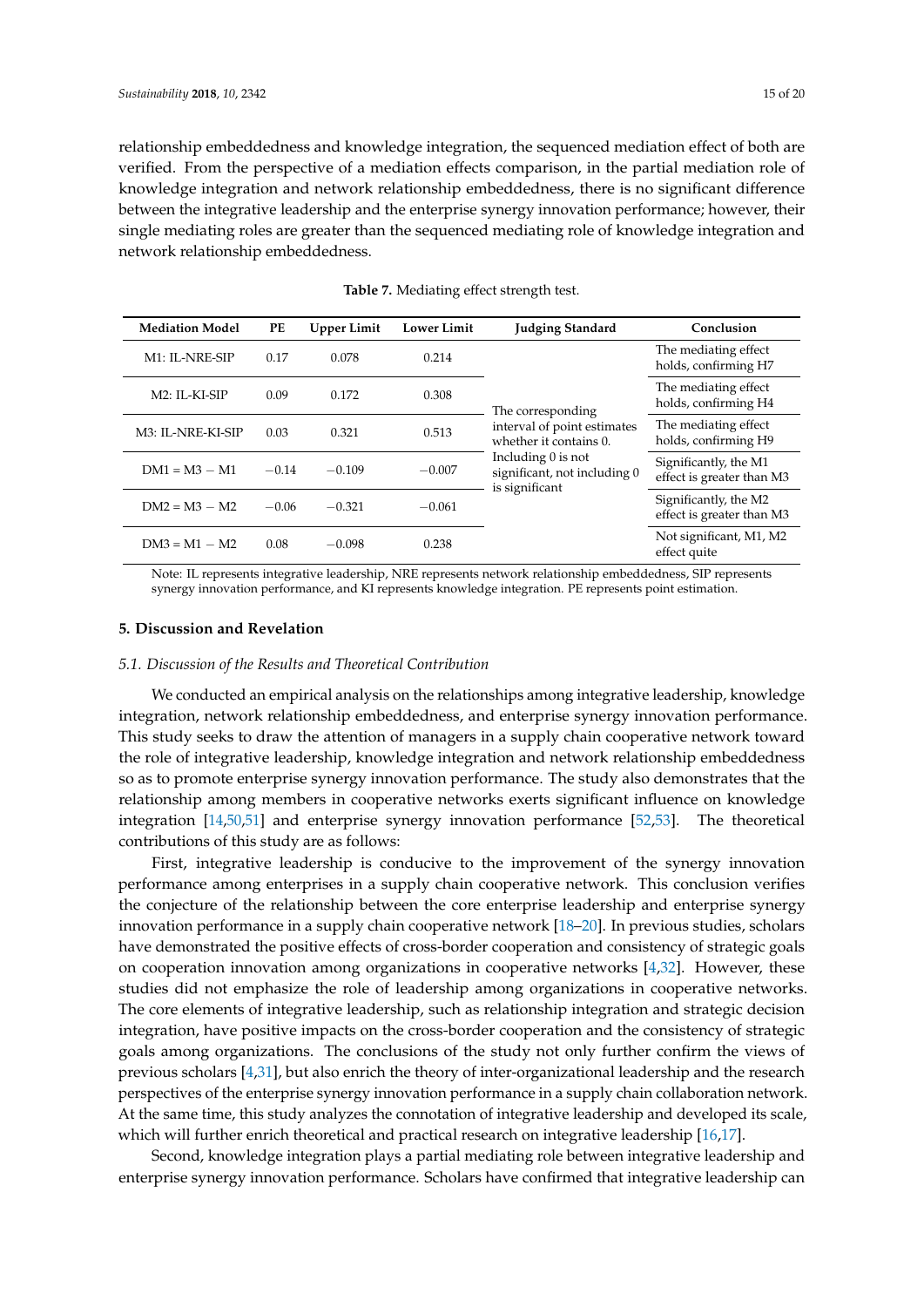relationship embeddedness and knowledge integration, the sequenced mediation effect of both are verified. From the perspective of a mediation effects comparison, in the partial mediation role of knowledge integration and network relationship embeddedness, there is no significant difference between the integrative leadership and the enterprise synergy innovation performance; however, their single mediating roles are greater than the sequenced mediating role of knowledge integration and network relationship embeddedness.

**Table 7.** Mediating effect strength test.

| Mediation Model | PE | Upper Limit | Lower Limit | Judging Standard | Conclusion |
|---|---|---|---|---|---|
| M1: IL-NRE-SIP | 0.17 | 0.078 | 0.214 | The corresponding interval of point estimates whether it contains 0. Including 0 is not significant, not including 0 is significant | The mediating effect holds, confirming H7 |
| M2: IL-KI-SIP | 0.09 | 0.172 | 0.308 | | The mediating effect holds, confirming H4 |
| M3: IL-NRE-KI-SIP | 0.03 | 0.321 | 0.513 | | The mediating effect holds, confirming H9 |
| DM1 = M3 − M1 | −0.14 | −0.109 | −0.007 | | Significantly, the M1 effect is greater than M3 |
| DM2 = M3 − M2 | −0.06 | −0.321 | −0.061 | | Significantly, the M2 effect is greater than M3 |
| DM3 = M1 − M2 | 0.08 | −0.098 | 0.238 | | Not significant, M1, M2 effect quite |

Note: IL represents integrative leadership, NRE represents network relationship embeddedness, SIP represents synergy innovation performance, and KI represents knowledge integration. PE represents point estimation.

## 5. Discussion and Revelation

### 5.1. Discussion of the Results and Theoretical Contribution

We conducted an empirical analysis on the relationships among integrative leadership, knowledge integration, network relationship embeddedness, and enterprise synergy innovation performance. This study seeks to draw the attention of managers in a supply chain cooperative network toward the role of integrative leadership, knowledge integration and network relationship embeddedness so as to promote enterprise synergy innovation performance. The study also demonstrates that the relationship among members in cooperative networks exerts significant influence on knowledge integration [14,50,51] and enterprise synergy innovation performance [52,53]. The theoretical contributions of this study are as follows:

First, integrative leadership is conducive to the improvement of the synergy innovation performance among enterprises in a supply chain cooperative network. This conclusion verifies the conjecture of the relationship between the core enterprise leadership and enterprise synergy innovation performance in a supply chain cooperative network [18–20]. In previous studies, scholars have demonstrated the positive effects of cross-border cooperation and consistency of strategic goals on cooperation innovation among organizations in cooperative networks [4,32]. However, these studies did not emphasize the role of leadership among organizations in cooperative networks. The core elements of integrative leadership, such as relationship integration and strategic decision integration, have positive impacts on the cross-border cooperation and the consistency of strategic goals among organizations. The conclusions of the study not only further confirm the views of previous scholars [4,31], but also enrich the theory of inter-organizational leadership and the research perspectives of the enterprise synergy innovation performance in a supply chain collaboration network. At the same time, this study analyzes the connotation of integrative leadership and developed its scale, which will further enrich theoretical and practical research on integrative leadership [16,17].

Second, knowledge integration plays a partial mediating role between integrative leadership and enterprise synergy innovation performance. Scholars have confirmed that integrative leadership can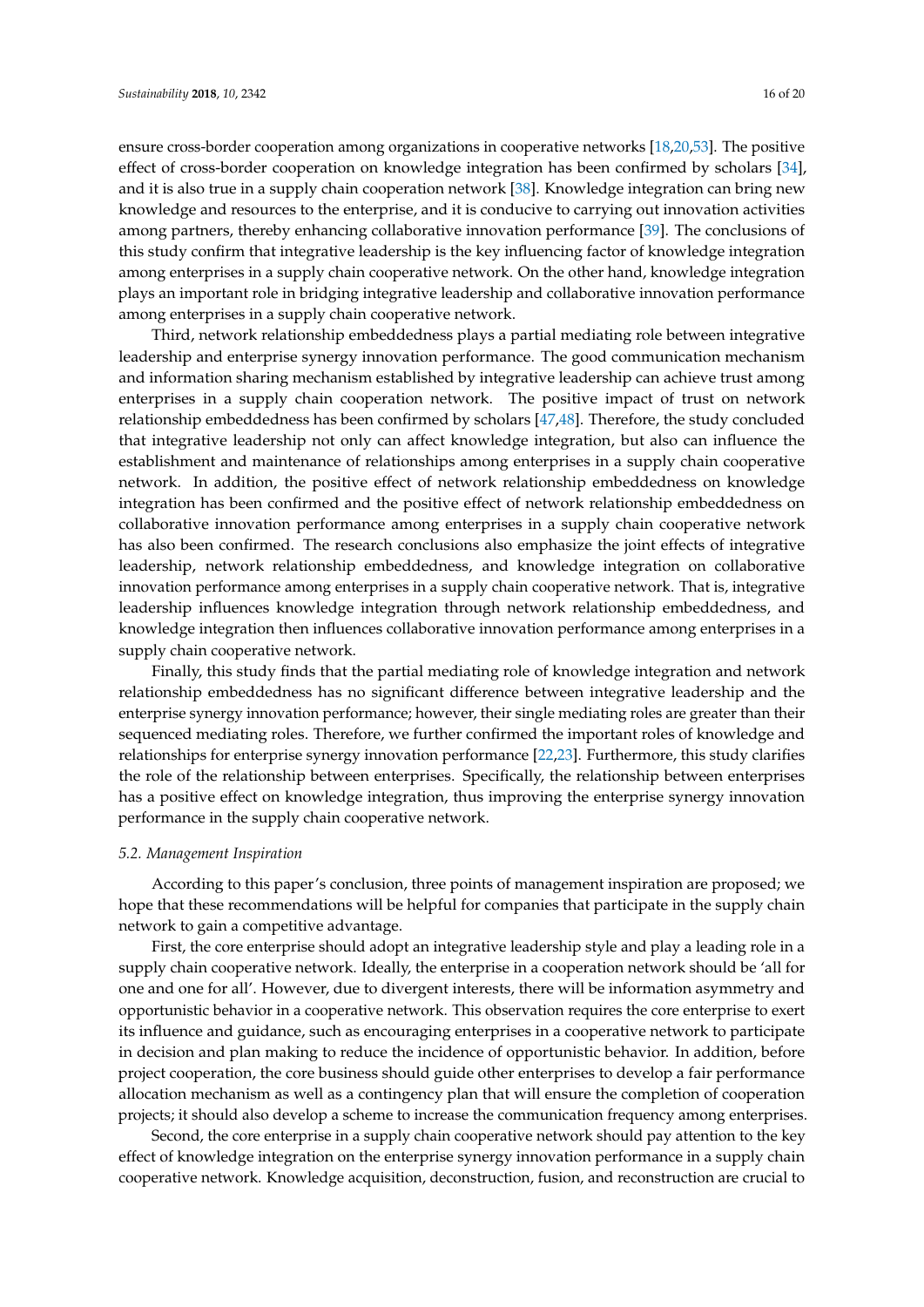ensure cross-border cooperation among organizations in cooperative networks [18,20,53]. The positive effect of cross-border cooperation on knowledge integration has been confirmed by scholars [34], and it is also true in a supply chain cooperation network [38]. Knowledge integration can bring new knowledge and resources to the enterprise, and it is conducive to carrying out innovation activities among partners, thereby enhancing collaborative innovation performance [39]. The conclusions of this study confirm that integrative leadership is the key influencing factor of knowledge integration among enterprises in a supply chain cooperative network. On the other hand, knowledge integration plays an important role in bridging integrative leadership and collaborative innovation performance among enterprises in a supply chain cooperative network.

Third, network relationship embeddedness plays a partial mediating role between integrative leadership and enterprise synergy innovation performance. The good communication mechanism and information sharing mechanism established by integrative leadership can achieve trust among enterprises in a supply chain cooperation network. The positive impact of trust on network relationship embeddedness has been confirmed by scholars [47,48]. Therefore, the study concluded that integrative leadership not only can affect knowledge integration, but also can influence the establishment and maintenance of relationships among enterprises in a supply chain cooperative network. In addition, the positive effect of network relationship embeddedness on knowledge integration has been confirmed and the positive effect of network relationship embeddedness on collaborative innovation performance among enterprises in a supply chain cooperative network has also been confirmed. The research conclusions also emphasize the joint effects of integrative leadership, network relationship embeddedness, and knowledge integration on collaborative innovation performance among enterprises in a supply chain cooperative network. That is, integrative leadership influences knowledge integration through network relationship embeddedness, and knowledge integration then influences collaborative innovation performance among enterprises in a supply chain cooperative network.

Finally, this study finds that the partial mediating role of knowledge integration and network relationship embeddedness has no significant difference between integrative leadership and the enterprise synergy innovation performance; however, their single mediating roles are greater than their sequenced mediating roles. Therefore, we further confirmed the important roles of knowledge and relationships for enterprise synergy innovation performance [22,23]. Furthermore, this study clarifies the role of the relationship between enterprises. Specifically, the relationship between enterprises has a positive effect on knowledge integration, thus improving the enterprise synergy innovation performance in the supply chain cooperative network.

### *5.2. Management Inspiration*

According to this paper's conclusion, three points of management inspiration are proposed; we hope that these recommendations will be helpful for companies that participate in the supply chain network to gain a competitive advantage.

First, the core enterprise should adopt an integrative leadership style and play a leading role in a supply chain cooperative network. Ideally, the enterprise in a cooperation network should be 'all for one and one for all'. However, due to divergent interests, there will be information asymmetry and opportunistic behavior in a cooperative network. This observation requires the core enterprise to exert its influence and guidance, such as encouraging enterprises in a cooperative network to participate in decision and plan making to reduce the incidence of opportunistic behavior. In addition, before project cooperation, the core business should guide other enterprises to develop a fair performance allocation mechanism as well as a contingency plan that will ensure the completion of cooperation projects; it should also develop a scheme to increase the communication frequency among enterprises.

Second, the core enterprise in a supply chain cooperative network should pay attention to the key effect of knowledge integration on the enterprise synergy innovation performance in a supply chain cooperative network. Knowledge acquisition, deconstruction, fusion, and reconstruction are crucial to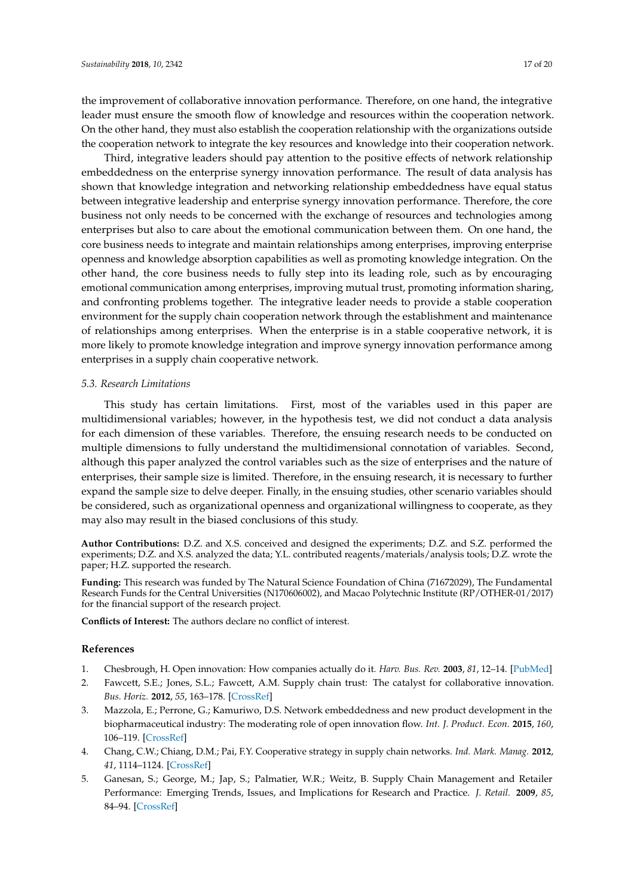the improvement of collaborative innovation performance. Therefore, on one hand, the integrative leader must ensure the smooth flow of knowledge and resources within the cooperation network. On the other hand, they must also establish the cooperation relationship with the organizations outside the cooperation network to integrate the key resources and knowledge into their cooperation network.

Third, integrative leaders should pay attention to the positive effects of network relationship embeddedness on the enterprise synergy innovation performance. The result of data analysis has shown that knowledge integration and networking relationship embeddedness have equal status between integrative leadership and enterprise synergy innovation performance. Therefore, the core business not only needs to be concerned with the exchange of resources and technologies among enterprises but also to care about the emotional communication between them. On one hand, the core business needs to integrate and maintain relationships among enterprises, improving enterprise openness and knowledge absorption capabilities as well as promoting knowledge integration. On the other hand, the core business needs to fully step into its leading role, such as by encouraging emotional communication among enterprises, improving mutual trust, promoting information sharing, and confronting problems together. The integrative leader needs to provide a stable cooperation environment for the supply chain cooperation network through the establishment and maintenance of relationships among enterprises. When the enterprise is in a stable cooperative network, it is more likely to promote knowledge integration and improve synergy innovation performance among enterprises in a supply chain cooperative network.

### 5.3. Research Limitations

This study has certain limitations. First, most of the variables used in this paper are multidimensional variables; however, in the hypothesis test, we did not conduct a data analysis for each dimension of these variables. Therefore, the ensuing research needs to be conducted on multiple dimensions to fully understand the multidimensional connotation of variables. Second, although this paper analyzed the control variables such as the size of enterprises and the nature of enterprises, their sample size is limited. Therefore, in the ensuing research, it is necessary to further expand the sample size to delve deeper. Finally, in the ensuing studies, other scenario variables should be considered, such as organizational openness and organizational willingness to cooperate, as they may also may result in the biased conclusions of this study.

**Author Contributions:** D.Z. and X.S. conceived and designed the experiments; D.Z. and S.Z. performed the experiments; D.Z. and X.S. analyzed the data; Y.L. contributed reagents/materials/analysis tools; D.Z. wrote the paper; H.Z. supported the research.

**Funding:** This research was funded by The Natural Science Foundation of China (71672029), The Fundamental Research Funds for the Central Universities (N170606002), and Macao Polytechnic Institute (RP/OTHER-01/2017) for the financial support of the research project.

**Conflicts of Interest:** The authors declare no conflict of interest.

## References

1. Chesbrough, H. Open innovation: How companies actually do it. *Harv. Bus. Rev.* **2003**, *81*, 12–14. [PubMed]
2. Fawcett, S.E.; Jones, S.L.; Fawcett, A.M. Supply chain trust: The catalyst for collaborative innovation. *Bus. Horiz.* **2012**, *55*, 163–178. [CrossRef]
3. Mazzola, E.; Perrone, G.; Kamuriwo, D.S. Network embeddedness and new product development in the biopharmaceutical industry: The moderating role of open innovation flow. *Int. J. Product. Econ.* **2015**, *160*, 106–119. [CrossRef]
4. Chang, C.W.; Chiang, D.M.; Pai, F.Y. Cooperative strategy in supply chain networks. *Ind. Mark. Manag.* **2012**, *41*, 1114–1124. [CrossRef]
5. Ganesan, S.; George, M.; Jap, S.; Palmatier, W.R.; Weitz, B. Supply Chain Management and Retailer Performance: Emerging Trends, Issues, and Implications for Research and Practice. *J. Retail.* **2009**, *85*, 84–94. [CrossRef]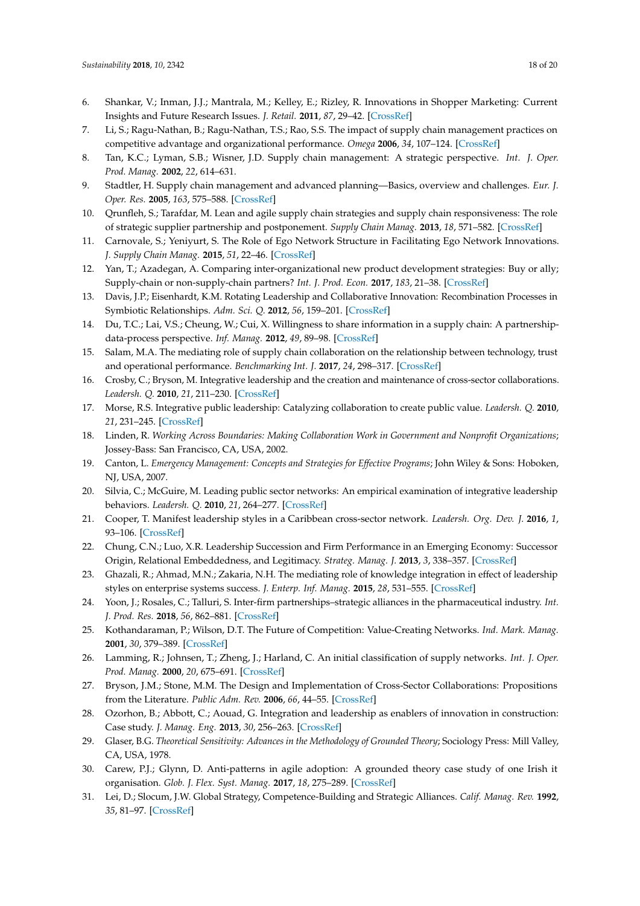6. Shankar, V.; Inman, J.J.; Mantrala, M.; Kelley, E.; Rizley, R. Innovations in Shopper Marketing: Current Insights and Future Research Issues. *J. Retail.* **2011**, *87*, 29–42. [CrossRef]
7. Li, S.; Ragu-Nathan, B.; Ragu-Nathan, T.S.; Rao, S.S. The impact of supply chain management practices on competitive advantage and organizational performance. *Omega* **2006**, *34*, 107–124. [CrossRef]
8. Tan, K.C.; Lyman, S.B.; Wisner, J.D. Supply chain management: A strategic perspective. *Int. J. Oper. Prod. Manag.* **2002**, *22*, 614–631.
9. Stadtler, H. Supply chain management and advanced planning—Basics, overview and challenges. *Eur. J. Oper. Res.* **2005**, *163*, 575–588. [CrossRef]
10. Qrunfleh, S.; Tarafdar, M. Lean and agile supply chain strategies and supply chain responsiveness: The role of strategic supplier partnership and postponement. *Supply Chain Manag.* **2013**, *18*, 571–582. [CrossRef]
11. Carnovale, S.; Yeniyurt, S. The Role of Ego Network Structure in Facilitating Ego Network Innovations. *J. Supply Chain Manag.* **2015**, *51*, 22–46. [CrossRef]
12. Yan, T.; Azadegan, A. Comparing inter-organizational new product development strategies: Buy or ally; Supply-chain or non-supply-chain partners? *Int. J. Prod. Econ.* **2017**, *183*, 21–38. [CrossRef]
13. Davis, J.P.; Eisenhardt, K.M. Rotating Leadership and Collaborative Innovation: Recombination Processes in Symbiotic Relationships. *Adm. Sci. Q.* **2012**, *56*, 159–201. [CrossRef]
14. Du, T.C.; Lai, V.S.; Cheung, W.; Cui, X. Willingness to share information in a supply chain: A partnership-data-process perspective. *Inf. Manag.* **2012**, *49*, 89–98. [CrossRef]
15. Salam, M.A. The mediating role of supply chain collaboration on the relationship between technology, trust and operational performance. *Benchmarking Int. J.* **2017**, *24*, 298–317. [CrossRef]
16. Crosby, C.; Bryson, M. Integrative leadership and the creation and maintenance of cross-sector collaborations. *Leadersh. Q.* **2010**, *21*, 211–230. [CrossRef]
17. Morse, R.S. Integrative public leadership: Catalyzing collaboration to create public value. *Leadersh. Q.* **2010**, *21*, 231–245. [CrossRef]
18. Linden, R. *Working Across Boundaries: Making Collaboration Work in Government and Nonprofit Organizations*; Jossey-Bass: San Francisco, CA, USA, 2002.
19. Canton, L. *Emergency Management: Concepts and Strategies for Effective Programs*; John Wiley & Sons: Hoboken, NJ, USA, 2007.
20. Silvia, C.; McGuire, M. Leading public sector networks: An empirical examination of integrative leadership behaviors. *Leadersh. Q.* **2010**, *21*, 264–277. [CrossRef]
21. Cooper, T. Manifest leadership styles in a Caribbean cross-sector network. *Leadersh. Org. Dev. J.* **2016**, *1*, 93–106. [CrossRef]
22. Chung, C.N.; Luo, X.R. Leadership Succession and Firm Performance in an Emerging Economy: Successor Origin, Relational Embeddedness, and Legitimacy. *Strateg. Manag. J.* **2013**, *3*, 338–357. [CrossRef]
23. Ghazali, R.; Ahmad, M.N.; Zakaria, N.H. The mediating role of knowledge integration in effect of leadership styles on enterprise systems success. *J. Enterp. Inf. Manag.* **2015**, *28*, 531–555. [CrossRef]
24. Yoon, J.; Rosales, C.; Talluri, S. Inter-firm partnerships–strategic alliances in the pharmaceutical industry. *Int. J. Prod. Res.* **2018**, *56*, 862–881. [CrossRef]
25. Kothandaraman, P.; Wilson, D.T. The Future of Competition: Value-Creating Networks. *Ind. Mark. Manag.* **2001**, *30*, 379–389. [CrossRef]
26. Lamming, R.; Johnsen, T.; Zheng, J.; Harland, C. An initial classification of supply networks. *Int. J. Oper. Prod. Manag.* **2000**, *20*, 675–691. [CrossRef]
27. Bryson, J.M.; Stone, M.M. The Design and Implementation of Cross-Sector Collaborations: Propositions from the Literature. *Public Adm. Rev.* **2006**, *66*, 44–55. [CrossRef]
28. Ozorhon, B.; Abbott, C.; Aouad, G. Integration and leadership as enablers of innovation in construction: Case study. *J. Manag. Eng.* **2013**, *30*, 256–263. [CrossRef]
29. Glaser, B.G. *Theoretical Sensitivity: Advances in the Methodology of Grounded Theory*; Sociology Press: Mill Valley, CA, USA, 1978.
30. Carew, P.J.; Glynn, D. Anti-patterns in agile adoption: A grounded theory case study of one Irish it organisation. *Glob. J. Flex. Syst. Manag.* **2017**, *18*, 275–289. [CrossRef]
31. Lei, D.; Slocum, J.W. Global Strategy, Competence-Building and Strategic Alliances. *Calif. Manag. Rev.* **1992**, *35*, 81–97. [CrossRef]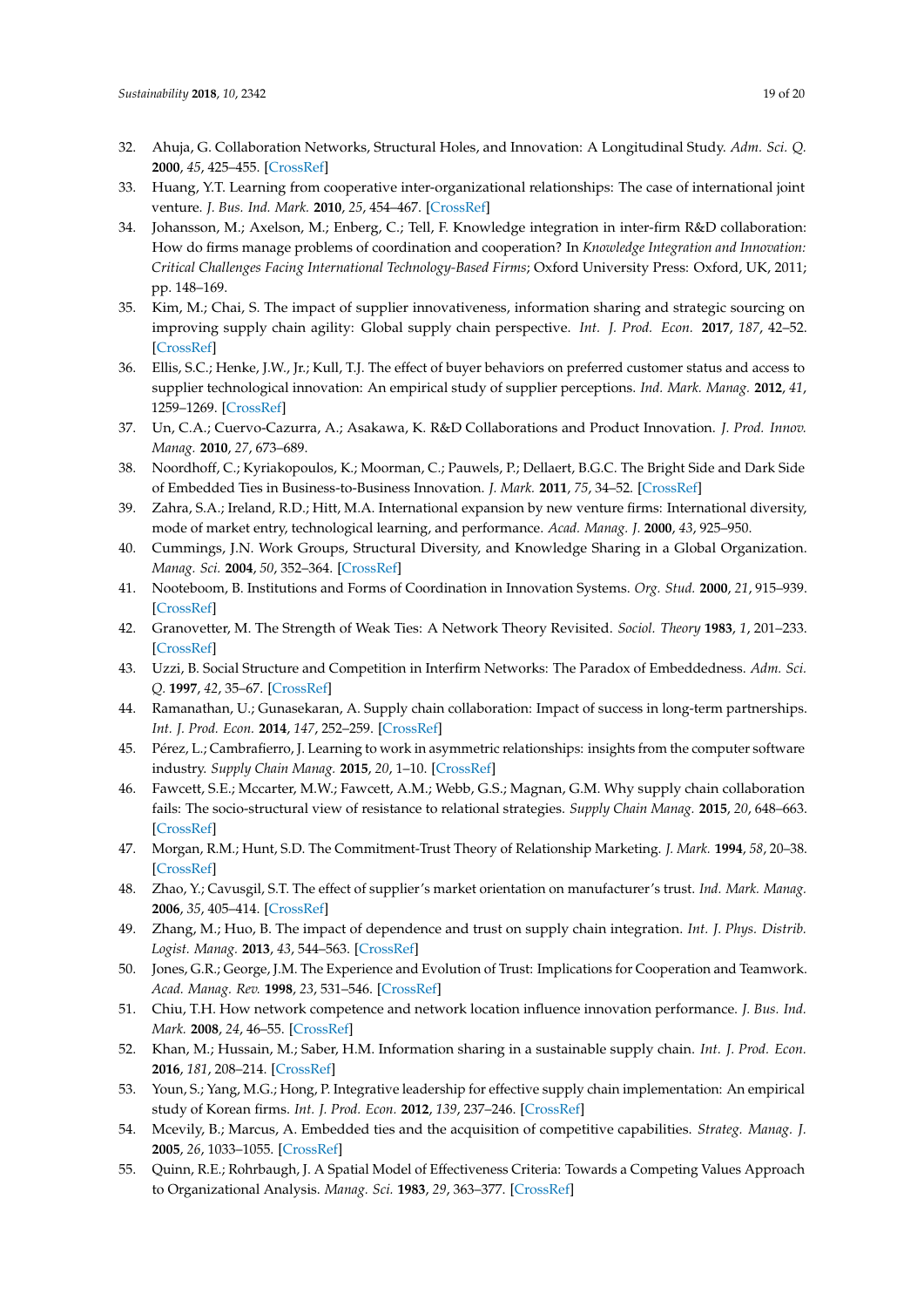32. Ahuja, G. Collaboration Networks, Structural Holes, and Innovation: A Longitudinal Study. *Adm. Sci. Q.* **2000**, *45*, 425–455. [CrossRef]
33. Huang, Y.T. Learning from cooperative inter-organizational relationships: The case of international joint venture. *J. Bus. Ind. Mark.* **2010**, *25*, 454–467. [CrossRef]
34. Johansson, M.; Axelson, M.; Enberg, C.; Tell, F. Knowledge integration in inter-firm R&D collaboration: How do firms manage problems of coordination and cooperation? In *Knowledge Integration and Innovation: Critical Challenges Facing International Technology-Based Firms*; Oxford University Press: Oxford, UK, 2011; pp. 148–169.
35. Kim, M.; Chai, S. The impact of supplier innovativeness, information sharing and strategic sourcing on improving supply chain agility: Global supply chain perspective. *Int. J. Prod. Econ.* **2017**, *187*, 42–52. [CrossRef]
36. Ellis, S.C.; Henke, J.W., Jr.; Kull, T.J. The effect of buyer behaviors on preferred customer status and access to supplier technological innovation: An empirical study of supplier perceptions. *Ind. Mark. Manag.* **2012**, *41*, 1259–1269. [CrossRef]
37. Un, C.A.; Cuervo-Cazurra, A.; Asakawa, K. R&D Collaborations and Product Innovation. *J. Prod. Innov. Manag.* **2010**, *27*, 673–689.
38. Noordhoff, C.; Kyriakopoulos, K.; Moorman, C.; Pauwels, P.; Dellaert, B.G.C. The Bright Side and Dark Side of Embedded Ties in Business-to-Business Innovation. *J. Mark.* **2011**, *75*, 34–52. [CrossRef]
39. Zahra, S.A.; Ireland, R.D.; Hitt, M.A. International expansion by new venture firms: International diversity, mode of market entry, technological learning, and performance. *Acad. Manag. J.* **2000**, *43*, 925–950.
40. Cummings, J.N. Work Groups, Structural Diversity, and Knowledge Sharing in a Global Organization. *Manag. Sci.* **2004**, *50*, 352–364. [CrossRef]
41. Nooteboom, B. Institutions and Forms of Coordination in Innovation Systems. *Org. Stud.* **2000**, *21*, 915–939. [CrossRef]
42. Granovetter, M. The Strength of Weak Ties: A Network Theory Revisited. *Sociol. Theory* **1983**, *1*, 201–233. [CrossRef]
43. Uzzi, B. Social Structure and Competition in Interfirm Networks: The Paradox of Embeddedness. *Adm. Sci. Q.* **1997**, *42*, 35–67. [CrossRef]
44. Ramanathan, U.; Gunasekaran, A. Supply chain collaboration: Impact of success in long-term partnerships. *Int. J. Prod. Econ.* **2014**, *147*, 252–259. [CrossRef]
45. Pérez, L.; Cambrafierro, J. Learning to work in asymmetric relationships: insights from the computer software industry. *Supply Chain Manag.* **2015**, *20*, 1–10. [CrossRef]
46. Fawcett, S.E.; Mccarter, M.W.; Fawcett, A.M.; Webb, G.S.; Magnan, G.M. Why supply chain collaboration fails: The socio-structural view of resistance to relational strategies. *Supply Chain Manag.* **2015**, *20*, 648–663. [CrossRef]
47. Morgan, R.M.; Hunt, S.D. The Commitment-Trust Theory of Relationship Marketing. *J. Mark.* **1994**, *58*, 20–38. [CrossRef]
48. Zhao, Y.; Cavusgil, S.T. The effect of supplier's market orientation on manufacturer's trust. *Ind. Mark. Manag.* **2006**, *35*, 405–414. [CrossRef]
49. Zhang, M.; Huo, B. The impact of dependence and trust on supply chain integration. *Int. J. Phys. Distrib. Logist. Manag.* **2013**, *43*, 544–563. [CrossRef]
50. Jones, G.R.; George, J.M. The Experience and Evolution of Trust: Implications for Cooperation and Teamwork. *Acad. Manag. Rev.* **1998**, *23*, 531–546. [CrossRef]
51. Chiu, T.H. How network competence and network location influence innovation performance. *J. Bus. Ind. Mark.* **2008**, *24*, 46–55. [CrossRef]
52. Khan, M.; Hussain, M.; Saber, H.M. Information sharing in a sustainable supply chain. *Int. J. Prod. Econ.* **2016**, *181*, 208–214. [CrossRef]
53. Youn, S.; Yang, M.G.; Hong, P. Integrative leadership for effective supply chain implementation: An empirical study of Korean firms. *Int. J. Prod. Econ.* **2012**, *139*, 237–246. [CrossRef]
54. Mcevily, B.; Marcus, A. Embedded ties and the acquisition of competitive capabilities. *Strateg. Manag. J.* **2005**, *26*, 1033–1055. [CrossRef]
55. Quinn, R.E.; Rohrbaugh, J. A Spatial Model of Effectiveness Criteria: Towards a Competing Values Approach to Organizational Analysis. *Manag. Sci.* **1983**, *29*, 363–377. [CrossRef]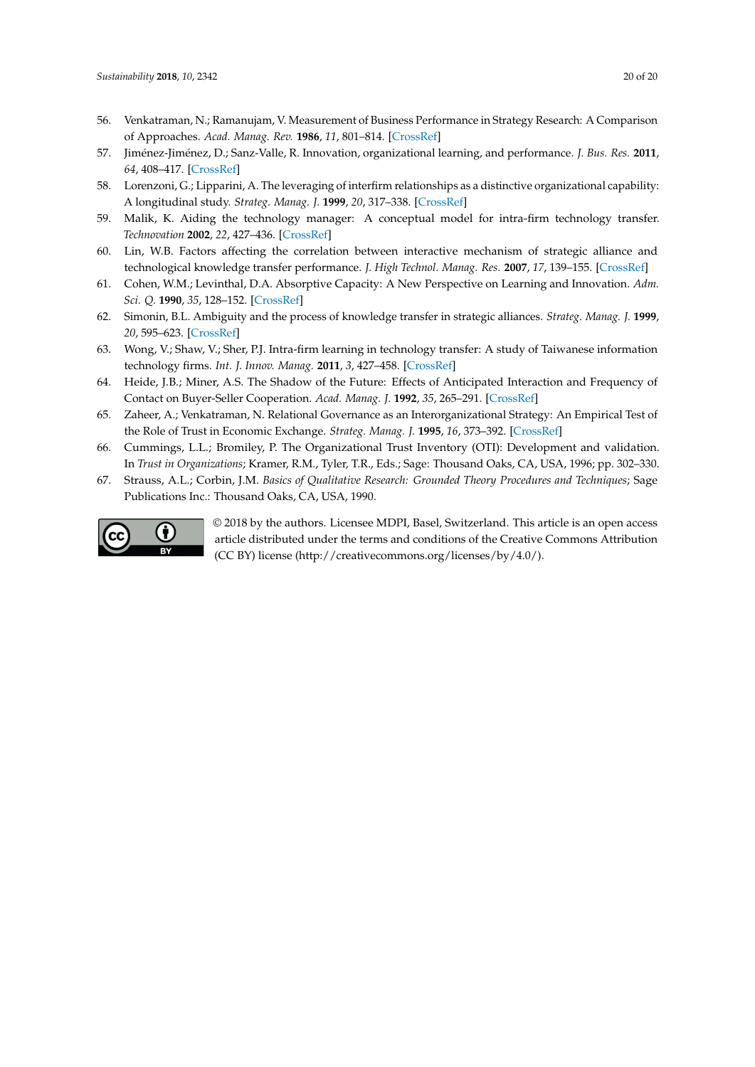56. Venkatraman, N.; Ramanujam, V. Measurement of Business Performance in Strategy Research: A Comparison of Approaches. *Acad. Manag. Rev.* **1986**, *11*, 801–814. [CrossRef]
57. Jiménez-Jiménez, D.; Sanz-Valle, R. Innovation, organizational learning, and performance. *J. Bus. Res.* **2011**, *64*, 408–417. [CrossRef]
58. Lorenzoni, G.; Lipparini, A. The leveraging of interfirm relationships as a distinctive organizational capability: A longitudinal study. *Strateg. Manag. J.* **1999**, *20*, 317–338. [CrossRef]
59. Malik, K. Aiding the technology manager: A conceptual model for intra-firm technology transfer. *Technovation* **2002**, *22*, 427–436. [CrossRef]
60. Lin, W.B. Factors affecting the correlation between interactive mechanism of strategic alliance and technological knowledge transfer performance. *J. High Technol. Manag. Res.* **2007**, *17*, 139–155. [CrossRef]
61. Cohen, W.M.; Levinthal, D.A. Absorptive Capacity: A New Perspective on Learning and Innovation. *Adm. Sci. Q.* **1990**, *35*, 128–152. [CrossRef]
62. Simonin, B.L. Ambiguity and the process of knowledge transfer in strategic alliances. *Strateg. Manag. J.* **1999**, *20*, 595–623. [CrossRef]
63. Wong, V.; Shaw, V.; Sher, P.J. Intra-firm learning in technology transfer: A study of Taiwanese information technology firms. *Int. J. Innov. Manag.* **2011**, *3*, 427–458. [CrossRef]
64. Heide, J.B.; Miner, A.S. The Shadow of the Future: Effects of Anticipated Interaction and Frequency of Contact on Buyer-Seller Cooperation. *Acad. Manag. J.* **1992**, *35*, 265–291. [CrossRef]
65. Zaheer, A.; Venkatraman, N. Relational Governance as an Interorganizational Strategy: An Empirical Test of the Role of Trust in Economic Exchange. *Strateg. Manag. J.* **1995**, *16*, 373–392. [CrossRef]
66. Cummings, L.L.; Bromiley, P. The Organizational Trust Inventory (OTI): Development and validation. In *Trust in Organizations*; Kramer, R.M., Tyler, T.R., Eds.; Sage: Thousand Oaks, CA, USA, 1996; pp. 302–330.
67. Strauss, A.L.; Corbin, J.M. *Basics of Qualitative Research: Grounded Theory Procedures and Techniques*; Sage Publications Inc.: Thousand Oaks, CA, USA, 1990.

© 2018 by the authors. Licensee MDPI, Basel, Switzerland. This article is an open access article distributed under the terms and conditions of the Creative Commons Attribution (CC BY) license (http://creativecommons.org/licenses/by/4.0/).